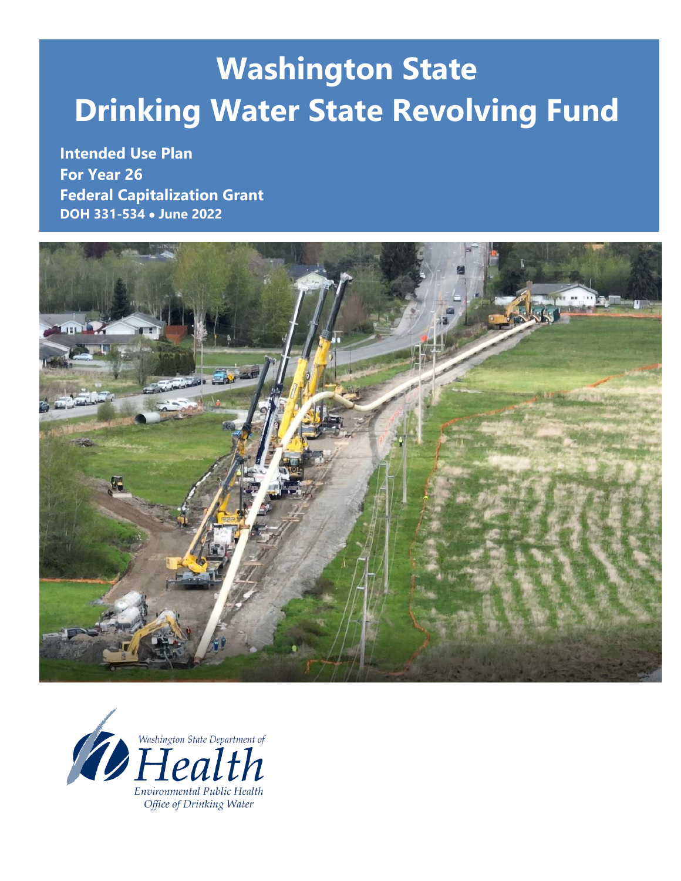# Washington State Drinking Water State Revolving Fund

**Intended Use Plan**
**For Year 26**
**Federal Capitalization Grant**
**DOH 331-534 • June 2022**

Washington State Department of
Health
Environmental Public Health
Office of Drinking Water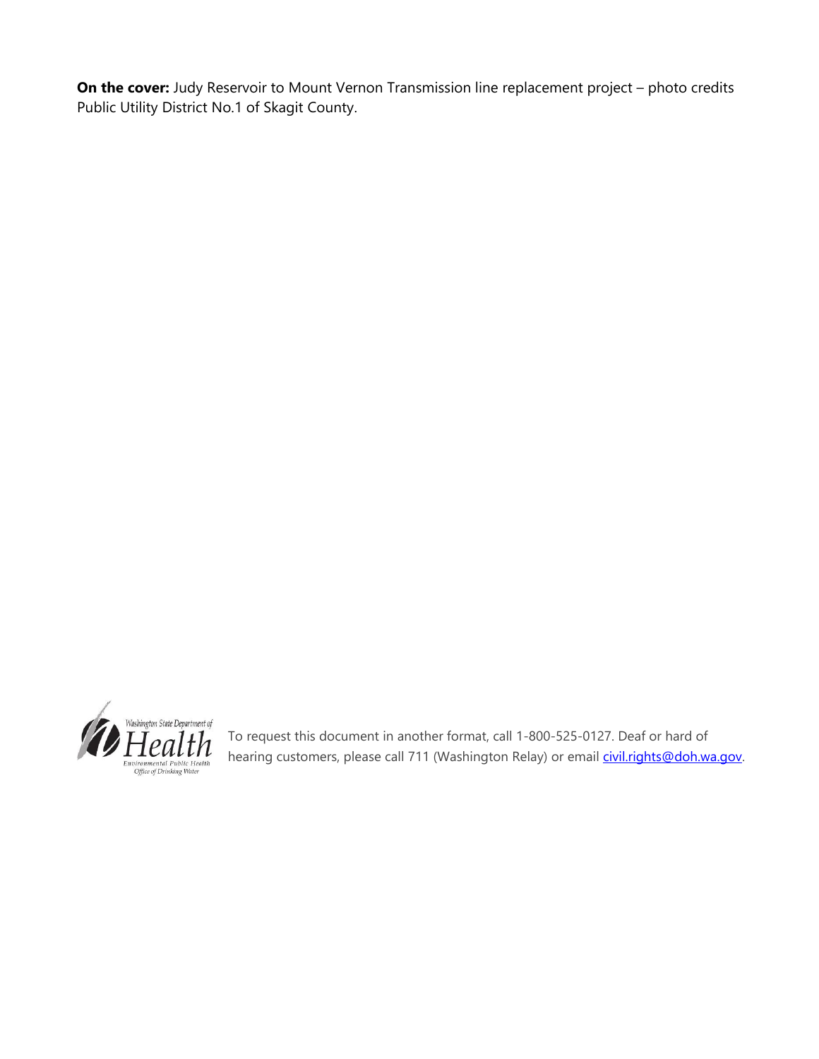**On the cover:** Judy Reservoir to Mount Vernon Transmission line replacement project – photo credits Public Utility District No.1 of Skagit County.

To request this document in another format, call 1-800-525-0127. Deaf or hard of hearing customers, please call 711 (Washington Relay) or email civil.rights@doh.wa.gov.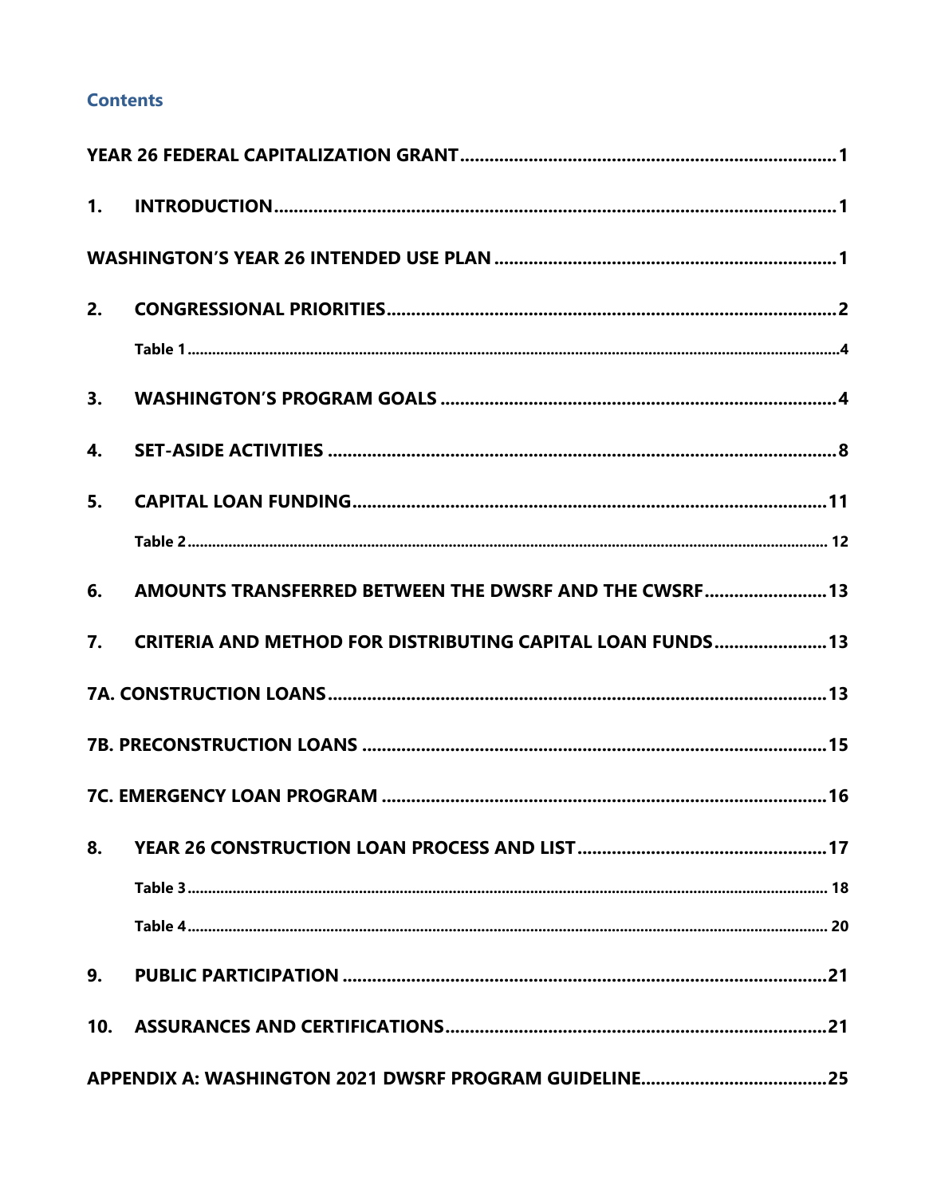## Contents

| | |
|---|---|
| YEAR 26 FEDERAL CAPITALIZATION GRANT | 1 |
| 1. INTRODUCTION | 1 |
| WASHINGTON'S YEAR 26 INTENDED USE PLAN | 1 |
| 2. CONGRESSIONAL PRIORITIES | 2 |
| Table 1 | 4 |
| 3. WASHINGTON'S PROGRAM GOALS | 4 |
| 4. SET-ASIDE ACTIVITIES | 8 |
| 5. CAPITAL LOAN FUNDING | 11 |
| Table 2 | 12 |
| 6. AMOUNTS TRANSFERRED BETWEEN THE DWSRF AND THE CWSRF | 13 |
| 7. CRITERIA AND METHOD FOR DISTRIBUTING CAPITAL LOAN FUNDS | 13 |
| 7A. CONSTRUCTION LOANS | 13 |
| 7B. PRECONSTRUCTION LOANS | 15 |
| 7C. EMERGENCY LOAN PROGRAM | 16 |
| 8. YEAR 26 CONSTRUCTION LOAN PROCESS AND LIST | 17 |
| Table 3 | 18 |
| Table 4 | 20 |
| 9. PUBLIC PARTICIPATION | 21 |
| 10. ASSURANCES AND CERTIFICATIONS | 21 |
| APPENDIX A: WASHINGTON 2021 DWSRF PROGRAM GUIDELINE | 25 |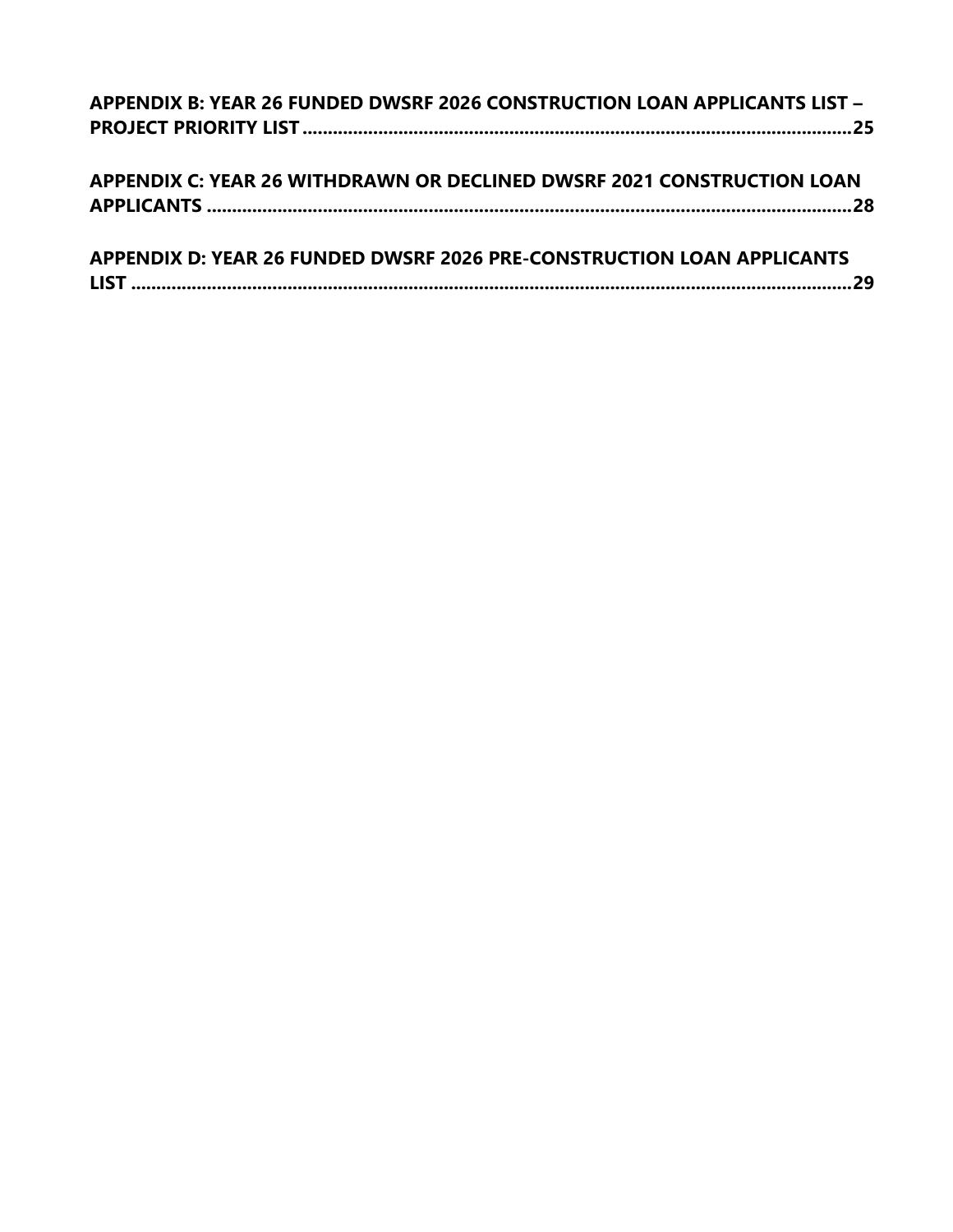**APPENDIX B: YEAR 26 FUNDED DWSRF 2026 CONSTRUCTION LOAN APPLICANTS LIST – PROJECT PRIORITY LIST** .......... 25

**APPENDIX C: YEAR 26 WITHDRAWN OR DECLINED DWSRF 2021 CONSTRUCTION LOAN APPLICANTS** .......... 28

**APPENDIX D: YEAR 26 FUNDED DWSRF 2026 PRE-CONSTRUCTION LOAN APPLICANTS LIST** .......... 29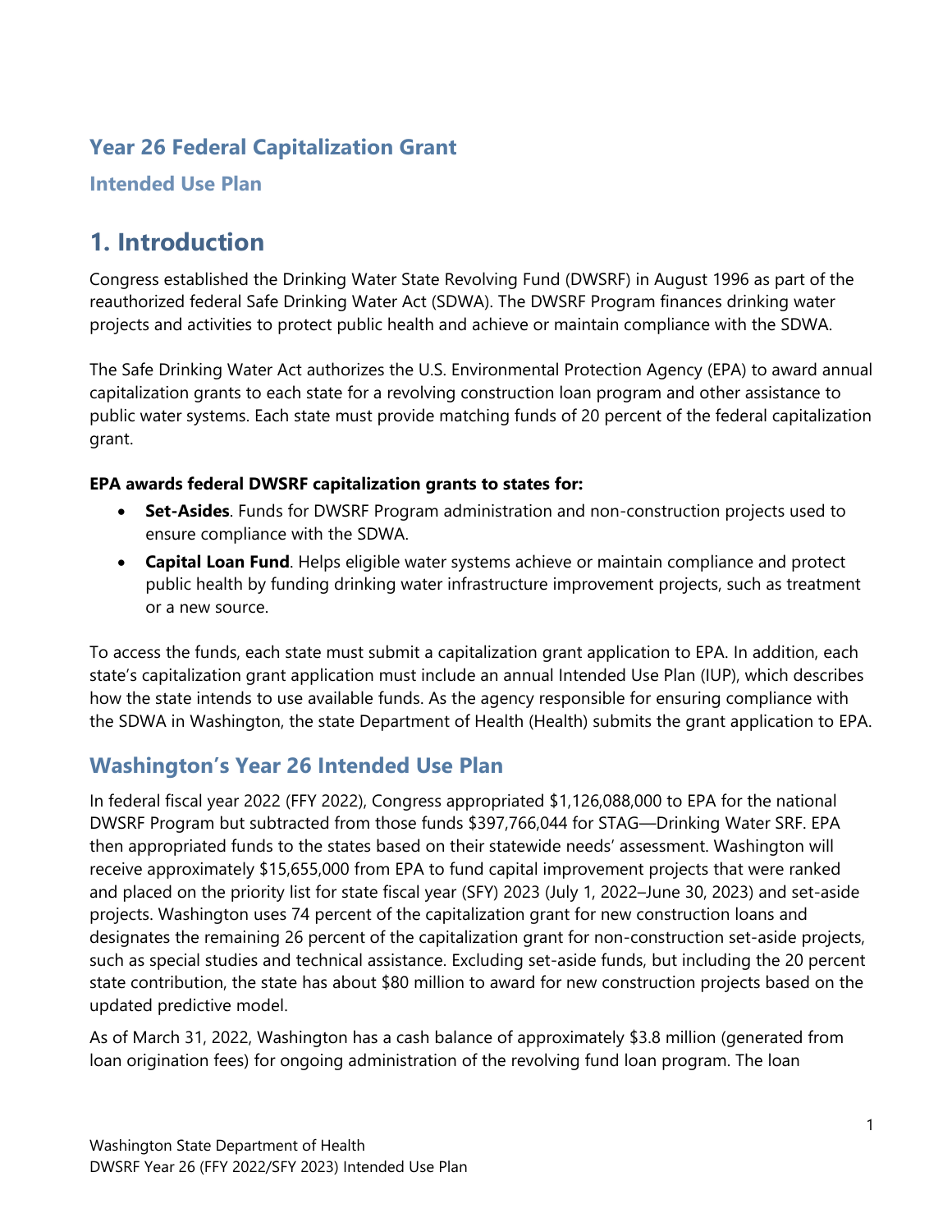## Year 26 Federal Capitalization Grant

### Intended Use Plan

# 1. Introduction

Congress established the Drinking Water State Revolving Fund (DWSRF) in August 1996 as part of the reauthorized federal Safe Drinking Water Act (SDWA). The DWSRF Program finances drinking water projects and activities to protect public health and achieve or maintain compliance with the SDWA.

The Safe Drinking Water Act authorizes the U.S. Environmental Protection Agency (EPA) to award annual capitalization grants to each state for a revolving construction loan program and other assistance to public water systems. Each state must provide matching funds of 20 percent of the federal capitalization grant.

**EPA awards federal DWSRF capitalization grants to states for:**

- **Set-Asides**. Funds for DWSRF Program administration and non-construction projects used to ensure compliance with the SDWA.
- **Capital Loan Fund**. Helps eligible water systems achieve or maintain compliance and protect public health by funding drinking water infrastructure improvement projects, such as treatment or a new source.

To access the funds, each state must submit a capitalization grant application to EPA. In addition, each state's capitalization grant application must include an annual Intended Use Plan (IUP), which describes how the state intends to use available funds. As the agency responsible for ensuring compliance with the SDWA in Washington, the state Department of Health (Health) submits the grant application to EPA.

## Washington's Year 26 Intended Use Plan

In federal fiscal year 2022 (FFY 2022), Congress appropriated $1,126,088,000 to EPA for the national DWSRF Program but subtracted from those funds $397,766,044 for STAG—Drinking Water SRF. EPA then appropriated funds to the states based on their statewide needs' assessment. Washington will receive approximately $15,655,000 from EPA to fund capital improvement projects that were ranked and placed on the priority list for state fiscal year (SFY) 2023 (July 1, 2022–June 30, 2023) and set-aside projects. Washington uses 74 percent of the capitalization grant for new construction loans and designates the remaining 26 percent of the capitalization grant for non-construction set-aside projects, such as special studies and technical assistance. Excluding set-aside funds, but including the 20 percent state contribution, the state has about $80 million to award for new construction projects based on the updated predictive model.

As of March 31, 2022, Washington has a cash balance of approximately $3.8 million (generated from loan origination fees) for ongoing administration of the revolving fund loan program. The loan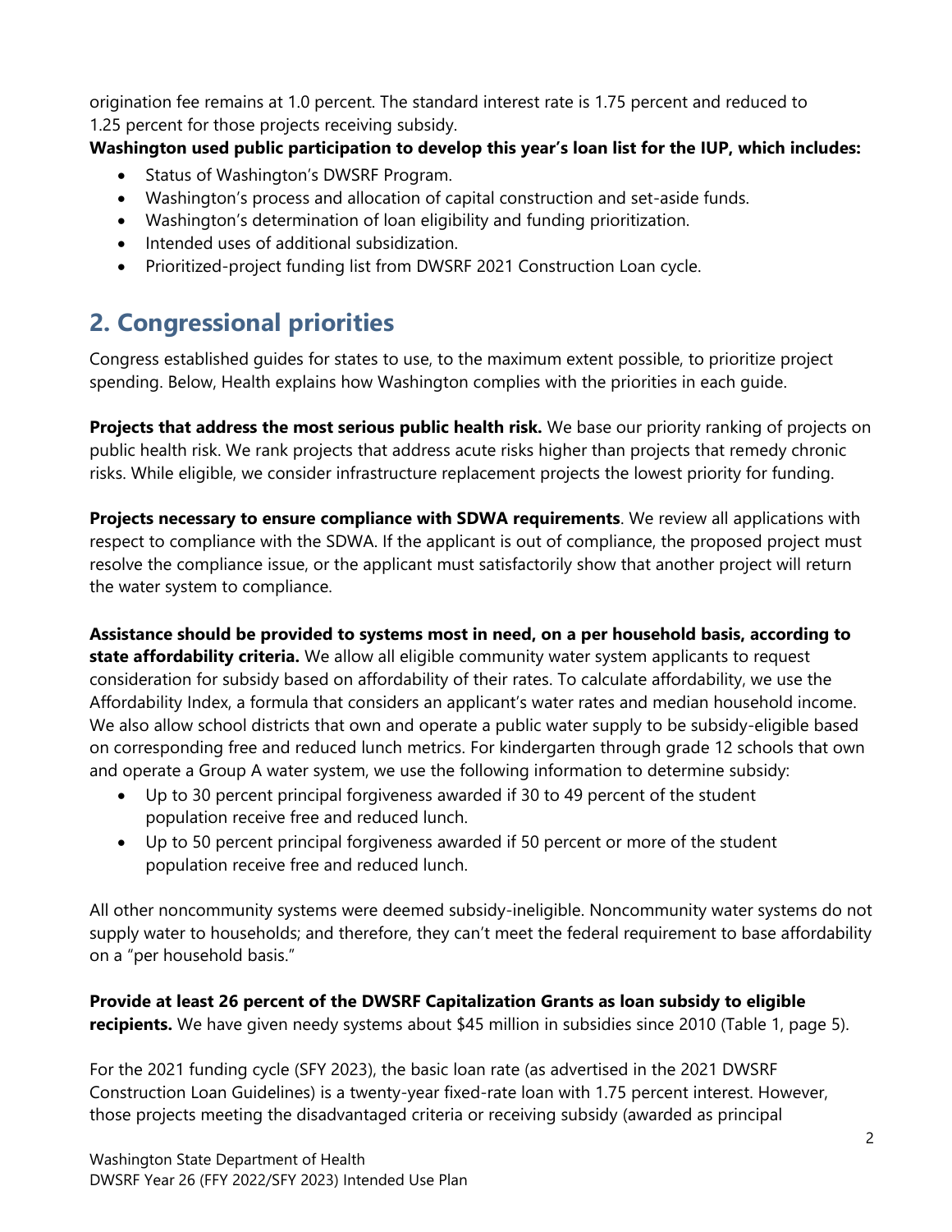origination fee remains at 1.0 percent. The standard interest rate is 1.75 percent and reduced to 1.25 percent for those projects receiving subsidy.

**Washington used public participation to develop this year's loan list for the IUP, which includes:**

- Status of Washington's DWSRF Program.
- Washington's process and allocation of capital construction and set-aside funds.
- Washington's determination of loan eligibility and funding prioritization.
- Intended uses of additional subsidization.
- Prioritized-project funding list from DWSRF 2021 Construction Loan cycle.

## 2. Congressional priorities

Congress established guides for states to use, to the maximum extent possible, to prioritize project spending. Below, Health explains how Washington complies with the priorities in each guide.

**Projects that address the most serious public health risk.** We base our priority ranking of projects on public health risk. We rank projects that address acute risks higher than projects that remedy chronic risks. While eligible, we consider infrastructure replacement projects the lowest priority for funding.

**Projects necessary to ensure compliance with SDWA requirements**. We review all applications with respect to compliance with the SDWA. If the applicant is out of compliance, the proposed project must resolve the compliance issue, or the applicant must satisfactorily show that another project will return the water system to compliance.

**Assistance should be provided to systems most in need, on a per household basis, according to state affordability criteria.** We allow all eligible community water system applicants to request consideration for subsidy based on affordability of their rates. To calculate affordability, we use the Affordability Index, a formula that considers an applicant's water rates and median household income. We also allow school districts that own and operate a public water supply to be subsidy-eligible based on corresponding free and reduced lunch metrics. For kindergarten through grade 12 schools that own and operate a Group A water system, we use the following information to determine subsidy:

- Up to 30 percent principal forgiveness awarded if 30 to 49 percent of the student population receive free and reduced lunch.
- Up to 50 percent principal forgiveness awarded if 50 percent or more of the student population receive free and reduced lunch.

All other noncommunity systems were deemed subsidy-ineligible. Noncommunity water systems do not supply water to households; and therefore, they can't meet the federal requirement to base affordability on a "per household basis."

**Provide at least 26 percent of the DWSRF Capitalization Grants as loan subsidy to eligible recipients.** We have given needy systems about $45 million in subsidies since 2010 (Table 1, page 5).

For the 2021 funding cycle (SFY 2023), the basic loan rate (as advertised in the 2021 DWSRF Construction Loan Guidelines) is a twenty-year fixed-rate loan with 1.75 percent interest. However, those projects meeting the disadvantaged criteria or receiving subsidy (awarded as principal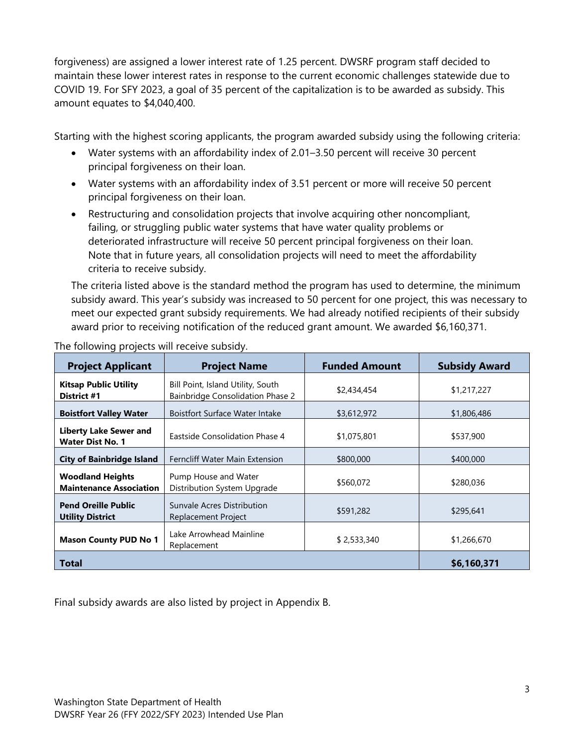forgiveness) are assigned a lower interest rate of 1.25 percent. DWSRF program staff decided to maintain these lower interest rates in response to the current economic challenges statewide due to COVID 19. For SFY 2023, a goal of 35 percent of the capitalization is to be awarded as subsidy. This amount equates to $4,040,400.

Starting with the highest scoring applicants, the program awarded subsidy using the following criteria:

- Water systems with an affordability index of 2.01–3.50 percent will receive 30 percent principal forgiveness on their loan.
- Water systems with an affordability index of 3.51 percent or more will receive 50 percent principal forgiveness on their loan.
- Restructuring and consolidation projects that involve acquiring other noncompliant, failing, or struggling public water systems that have water quality problems or deteriorated infrastructure will receive 50 percent principal forgiveness on their loan. Note that in future years, all consolidation projects will need to meet the affordability criteria to receive subsidy.

The criteria listed above is the standard method the program has used to determine, the minimum subsidy award. This year's subsidy was increased to 50 percent for one project, this was necessary to meet our expected grant subsidy requirements. We had already notified recipients of their subsidy award prior to receiving notification of the reduced grant amount. We awarded $6,160,371.

The following projects will receive subsidy.

| Project Applicant | Project Name | Funded Amount | Subsidy Award |
|---|---|---|---|
| **Kitsap Public Utility District #1** | Bill Point, Island Utility, South Bainbridge Consolidation Phase 2 | $2,434,454 | $1,217,227 |
| **Boistfort Valley Water** | Boistfort Surface Water Intake | $3,612,972 | $1,806,486 |
| **Liberty Lake Sewer and Water Dist No. 1** | Eastside Consolidation Phase 4 | $1,075,801 | $537,900 |
| **City of Bainbridge Island** | Ferncliff Water Main Extension | $800,000 | $400,000 |
| **Woodland Heights Maintenance Association** | Pump House and Water Distribution System Upgrade | $560,072 | $280,036 |
| **Pend Oreille Public Utility District** | Sunvale Acres Distribution Replacement Project | $591,282 | $295,641 |
| **Mason County PUD No 1** | Lake Arrowhead Mainline Replacement | $ 2,533,340 | $1,266,670 |
| **Total** | | | **$6,160,371** |

Final subsidy awards are also listed by project in Appendix B.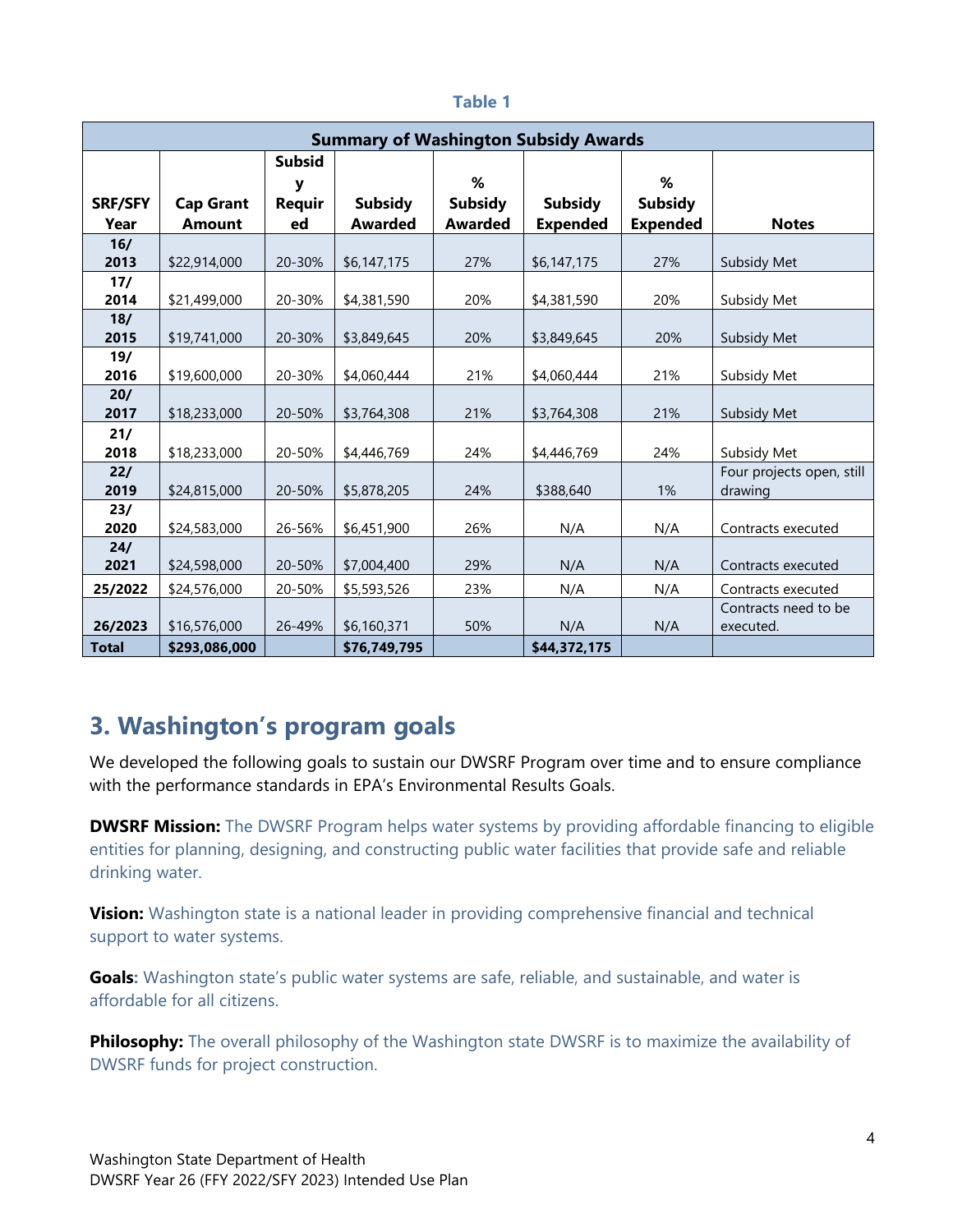**Table 1**

| Summary of Washington Subsidy Awards | | | | | | | |
|---|---|---|---|---|---|---|---|
| SRF/SFY Year | Cap Grant Amount | Subsidy Required | Subsidy Awarded | % Subsidy Awarded | Subsidy Expended | % Subsidy Expended | Notes |
| 16/ 2013 | $22,914,000 | 20-30% | $6,147,175 | 27% | $6,147,175 | 27% | Subsidy Met |
| 17/ 2014 | $21,499,000 | 20-30% | $4,381,590 | 20% | $4,381,590 | 20% | Subsidy Met |
| 18/ 2015 | $19,741,000 | 20-30% | $3,849,645 | 20% | $3,849,645 | 20% | Subsidy Met |
| 19/ 2016 | $19,600,000 | 20-30% | $4,060,444 | 21% | $4,060,444 | 21% | Subsidy Met |
| 20/ 2017 | $18,233,000 | 20-50% | $3,764,308 | 21% | $3,764,308 | 21% | Subsidy Met |
| 21/ 2018 | $18,233,000 | 20-50% | $4,446,769 | 24% | $4,446,769 | 24% | Subsidy Met |
| 22/ 2019 | $24,815,000 | 20-50% | $5,878,205 | 24% | $388,640 | 1% | Four projects open, still drawing |
| 23/ 2020 | $24,583,000 | 26-56% | $6,451,900 | 26% | N/A | N/A | Contracts executed |
| 24/ 2021 | $24,598,000 | 20-50% | $7,004,400 | 29% | N/A | N/A | Contracts executed |
| 25/2022 | $24,576,000 | 20-50% | $5,593,526 | 23% | N/A | N/A | Contracts executed |
| 26/2023 | $16,576,000 | 26-49% | $6,160,371 | 50% | N/A | N/A | Contracts need to be executed. |
| **Total** | **$293,086,000** | | **$76,749,795** | | **$44,372,175** | | |

## 3. Washington's program goals

We developed the following goals to sustain our DWSRF Program over time and to ensure compliance with the performance standards in EPA's Environmental Results Goals.

**DWSRF Mission:** The DWSRF Program helps water systems by providing affordable financing to eligible entities for planning, designing, and constructing public water facilities that provide safe and reliable drinking water.

**Vision:** Washington state is a national leader in providing comprehensive financial and technical support to water systems.

**Goals:** Washington state's public water systems are safe, reliable, and sustainable, and water is affordable for all citizens.

**Philosophy:** The overall philosophy of the Washington state DWSRF is to maximize the availability of DWSRF funds for project construction.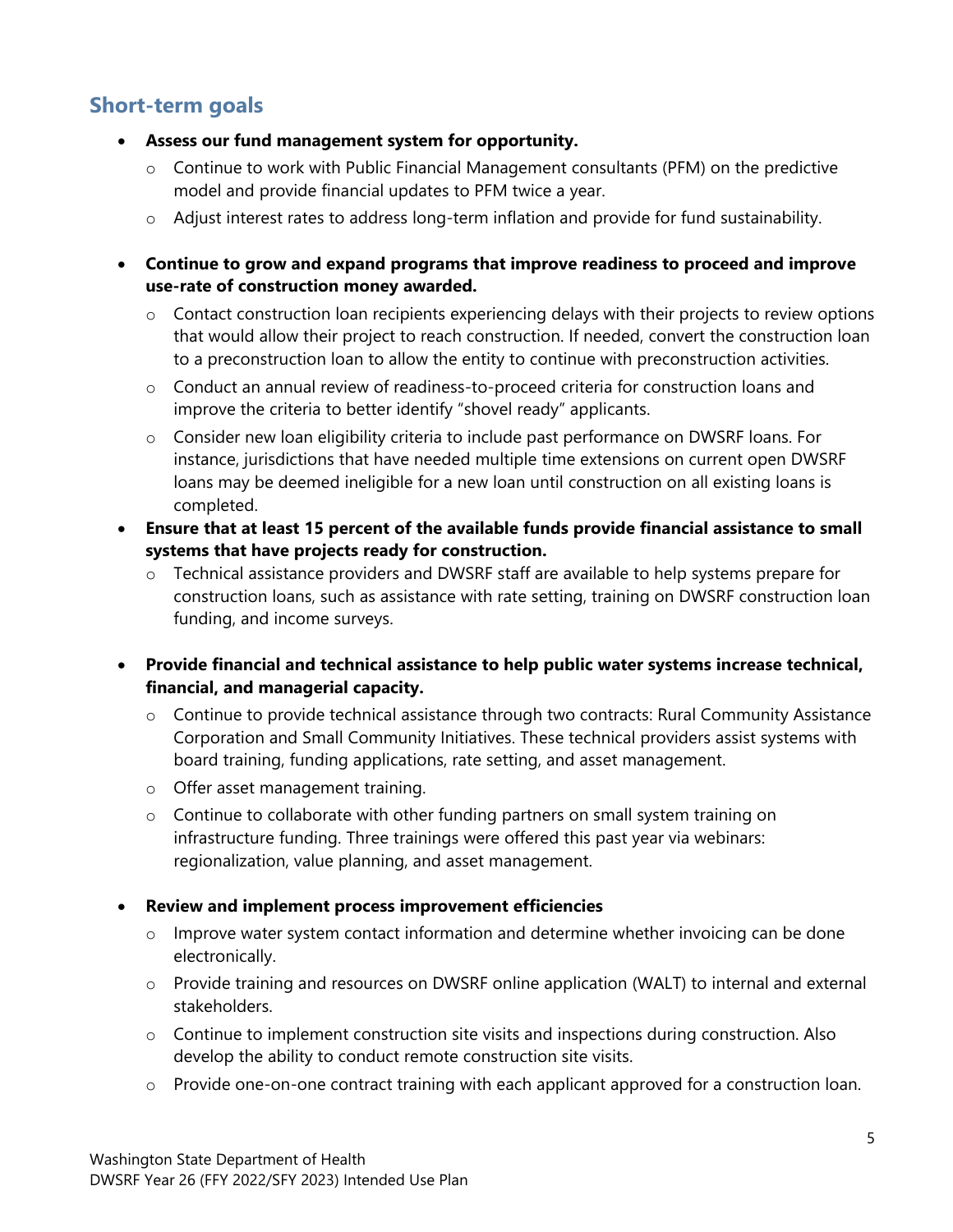## Short-term goals

- **Assess our fund management system for opportunity.**
  - Continue to work with Public Financial Management consultants (PFM) on the predictive model and provide financial updates to PFM twice a year.
  - Adjust interest rates to address long-term inflation and provide for fund sustainability.
- **Continue to grow and expand programs that improve readiness to proceed and improve use-rate of construction money awarded.**
  - Contact construction loan recipients experiencing delays with their projects to review options that would allow their project to reach construction. If needed, convert the construction loan to a preconstruction loan to allow the entity to continue with preconstruction activities.
  - Conduct an annual review of readiness-to-proceed criteria for construction loans and improve the criteria to better identify "shovel ready" applicants.
  - Consider new loan eligibility criteria to include past performance on DWSRF loans. For instance, jurisdictions that have needed multiple time extensions on current open DWSRF loans may be deemed ineligible for a new loan until construction on all existing loans is completed.
- **Ensure that at least 15 percent of the available funds provide financial assistance to small systems that have projects ready for construction.**
  - Technical assistance providers and DWSRF staff are available to help systems prepare for construction loans, such as assistance with rate setting, training on DWSRF construction loan funding, and income surveys.
- **Provide financial and technical assistance to help public water systems increase technical, financial, and managerial capacity.**
  - Continue to provide technical assistance through two contracts: Rural Community Assistance Corporation and Small Community Initiatives. These technical providers assist systems with board training, funding applications, rate setting, and asset management.
  - Offer asset management training.
  - Continue to collaborate with other funding partners on small system training on infrastructure funding. Three trainings were offered this past year via webinars: regionalization, value planning, and asset management.
- **Review and implement process improvement efficiencies**
  - Improve water system contact information and determine whether invoicing can be done electronically.
  - Provide training and resources on DWSRF online application (WALT) to internal and external stakeholders.
  - Continue to implement construction site visits and inspections during construction. Also develop the ability to conduct remote construction site visits.
  - Provide one-on-one contract training with each applicant approved for a construction loan.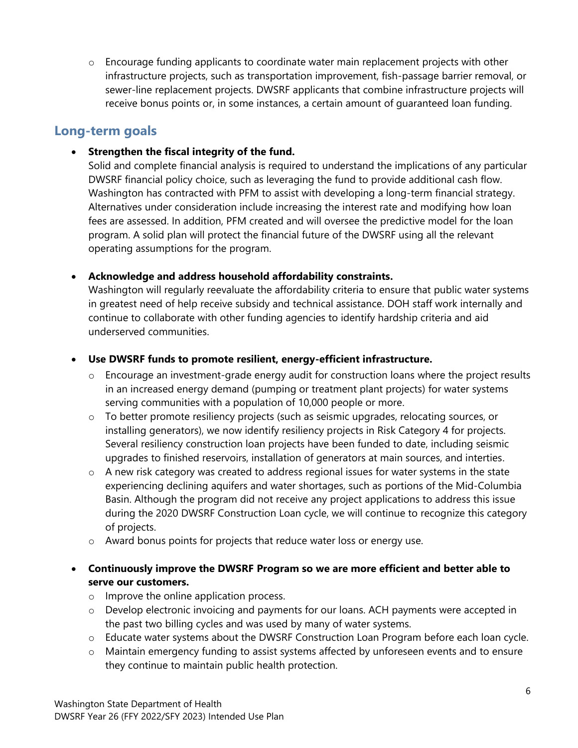- Encourage funding applicants to coordinate water main replacement projects with other infrastructure projects, such as transportation improvement, fish-passage barrier removal, or sewer-line replacement projects. DWSRF applicants that combine infrastructure projects will receive bonus points or, in some instances, a certain amount of guaranteed loan funding.

## Long-term goals

- **Strengthen the fiscal integrity of the fund.**
  Solid and complete financial analysis is required to understand the implications of any particular DWSRF financial policy choice, such as leveraging the fund to provide additional cash flow. Washington has contracted with PFM to assist with developing a long-term financial strategy. Alternatives under consideration include increasing the interest rate and modifying how loan fees are assessed. In addition, PFM created and will oversee the predictive model for the loan program. A solid plan will protect the financial future of the DWSRF using all the relevant operating assumptions for the program.

- **Acknowledge and address household affordability constraints.**
  Washington will regularly reevaluate the affordability criteria to ensure that public water systems in greatest need of help receive subsidy and technical assistance. DOH staff work internally and continue to collaborate with other funding agencies to identify hardship criteria and aid underserved communities.

- **Use DWSRF funds to promote resilient, energy-efficient infrastructure.**
  - Encourage an investment-grade energy audit for construction loans where the project results in an increased energy demand (pumping or treatment plant projects) for water systems serving communities with a population of 10,000 people or more.
  - To better promote resiliency projects (such as seismic upgrades, relocating sources, or installing generators), we now identify resiliency projects in Risk Category 4 for projects. Several resiliency construction loan projects have been funded to date, including seismic upgrades to finished reservoirs, installation of generators at main sources, and interties.
  - A new risk category was created to address regional issues for water systems in the state experiencing declining aquifers and water shortages, such as portions of the Mid-Columbia Basin. Although the program did not receive any project applications to address this issue during the 2020 DWSRF Construction Loan cycle, we will continue to recognize this category of projects.
  - Award bonus points for projects that reduce water loss or energy use.

- **Continuously improve the DWSRF Program so we are more efficient and better able to serve our customers.**
  - Improve the online application process.
  - Develop electronic invoicing and payments for our loans. ACH payments were accepted in the past two billing cycles and was used by many of water systems.
  - Educate water systems about the DWSRF Construction Loan Program before each loan cycle.
  - Maintain emergency funding to assist systems affected by unforeseen events and to ensure they continue to maintain public health protection.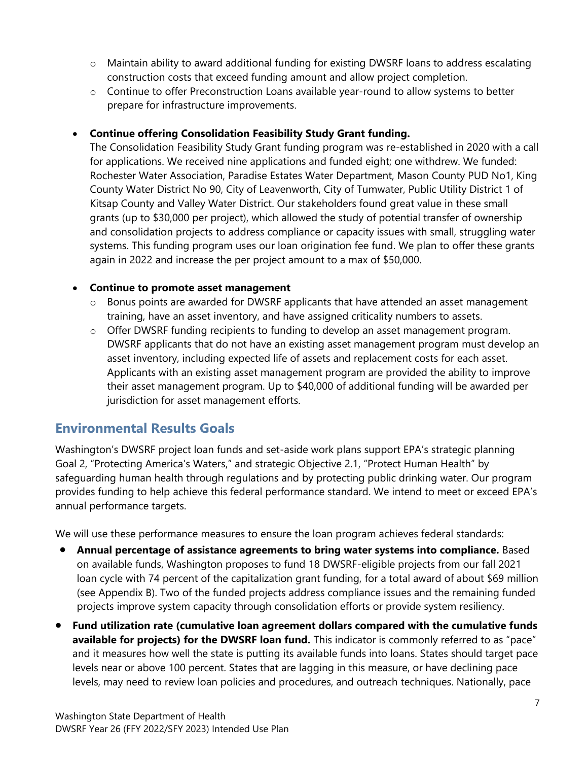- Maintain ability to award additional funding for existing DWSRF loans to address escalating construction costs that exceed funding amount and allow project completion.
- Continue to offer Preconstruction Loans available year-round to allow systems to better prepare for infrastructure improvements.

- **Continue offering Consolidation Feasibility Study Grant funding.**
  The Consolidation Feasibility Study Grant funding program was re-established in 2020 with a call for applications. We received nine applications and funded eight; one withdrew. We funded: Rochester Water Association, Paradise Estates Water Department, Mason County PUD No1, King County Water District No 90, City of Leavenworth, City of Tumwater, Public Utility District 1 of Kitsap County and Valley Water District. Our stakeholders found great value in these small grants (up to $30,000 per project), which allowed the study of potential transfer of ownership and consolidation projects to address compliance or capacity issues with small, struggling water systems. This funding program uses our loan origination fee fund. We plan to offer these grants again in 2022 and increase the per project amount to a max of $50,000.

- **Continue to promote asset management**
  - Bonus points are awarded for DWSRF applicants that have attended an asset management training, have an asset inventory, and have assigned criticality numbers to assets.
  - Offer DWSRF funding recipients to funding to develop an asset management program. DWSRF applicants that do not have an existing asset management program must develop an asset inventory, including expected life of assets and replacement costs for each asset. Applicants with an existing asset management program are provided the ability to improve their asset management program. Up to $40,000 of additional funding will be awarded per jurisdiction for asset management efforts.

## Environmental Results Goals

Washington's DWSRF project loan funds and set-aside work plans support EPA's strategic planning Goal 2, "Protecting America's Waters," and strategic Objective 2.1, "Protect Human Health" by safeguarding human health through regulations and by protecting public drinking water. Our program provides funding to help achieve this federal performance standard. We intend to meet or exceed EPA's annual performance targets.

We will use these performance measures to ensure the loan program achieves federal standards:

- **Annual percentage of assistance agreements to bring water systems into compliance.** Based on available funds, Washington proposes to fund 18 DWSRF-eligible projects from our fall 2021 loan cycle with 74 percent of the capitalization grant funding, for a total award of about $69 million (see Appendix B). Two of the funded projects address compliance issues and the remaining funded projects improve system capacity through consolidation efforts or provide system resiliency.
- **Fund utilization rate (cumulative loan agreement dollars compared with the cumulative funds available for projects) for the DWSRF loan fund.** This indicator is commonly referred to as "pace" and it measures how well the state is putting its available funds into loans. States should target pace levels near or above 100 percent. States that are lagging in this measure, or have declining pace levels, may need to review loan policies and procedures, and outreach techniques. Nationally, pace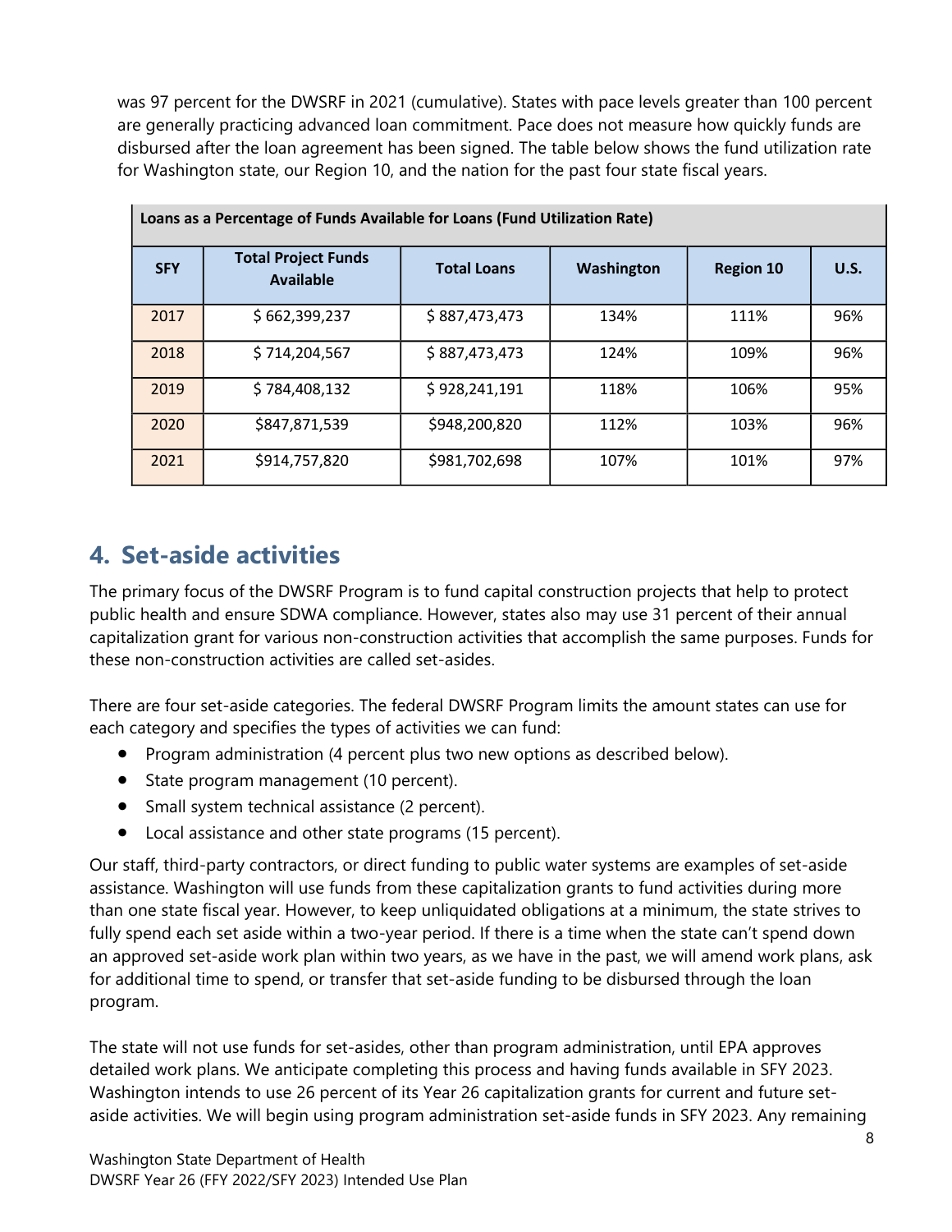was 97 percent for the DWSRF in 2021 (cumulative). States with pace levels greater than 100 percent are generally practicing advanced loan commitment. Pace does not measure how quickly funds are disbursed after the loan agreement has been signed. The table below shows the fund utilization rate for Washington state, our Region 10, and the nation for the past four state fiscal years.

| Loans as a Percentage of Funds Available for Loans (Fund Utilization Rate) | | | | | |
|---|---|---|---|---|---|
| **SFY** | **Total Project Funds Available** | **Total Loans** | **Washington** | **Region 10** | **U.S.** |
| 2017 | $ 662,399,237 | $ 887,473,473 | 134% | 111% | 96% |
| 2018 | $ 714,204,567 | $ 887,473,473 | 124% | 109% | 96% |
| 2019 | $ 784,408,132 | $ 928,241,191 | 118% | 106% | 95% |
| 2020 | $847,871,539 | $948,200,820 | 112% | 103% | 96% |
| 2021 | $914,757,820 | $981,702,698 | 107% | 101% | 97% |

## 4. Set-aside activities

The primary focus of the DWSRF Program is to fund capital construction projects that help to protect public health and ensure SDWA compliance. However, states also may use 31 percent of their annual capitalization grant for various non-construction activities that accomplish the same purposes. Funds for these non-construction activities are called set-asides.

There are four set-aside categories. The federal DWSRF Program limits the amount states can use for each category and specifies the types of activities we can fund:

- Program administration (4 percent plus two new options as described below).
- State program management (10 percent).
- Small system technical assistance (2 percent).
- Local assistance and other state programs (15 percent).

Our staff, third-party contractors, or direct funding to public water systems are examples of set-aside assistance. Washington will use funds from these capitalization grants to fund activities during more than one state fiscal year. However, to keep unliquidated obligations at a minimum, the state strives to fully spend each set aside within a two-year period. If there is a time when the state can't spend down an approved set-aside work plan within two years, as we have in the past, we will amend work plans, ask for additional time to spend, or transfer that set-aside funding to be disbursed through the loan program.

The state will not use funds for set-asides, other than program administration, until EPA approves detailed work plans. We anticipate completing this process and having funds available in SFY 2023. Washington intends to use 26 percent of its Year 26 capitalization grants for current and future set-aside activities. We will begin using program administration set-aside funds in SFY 2023. Any remaining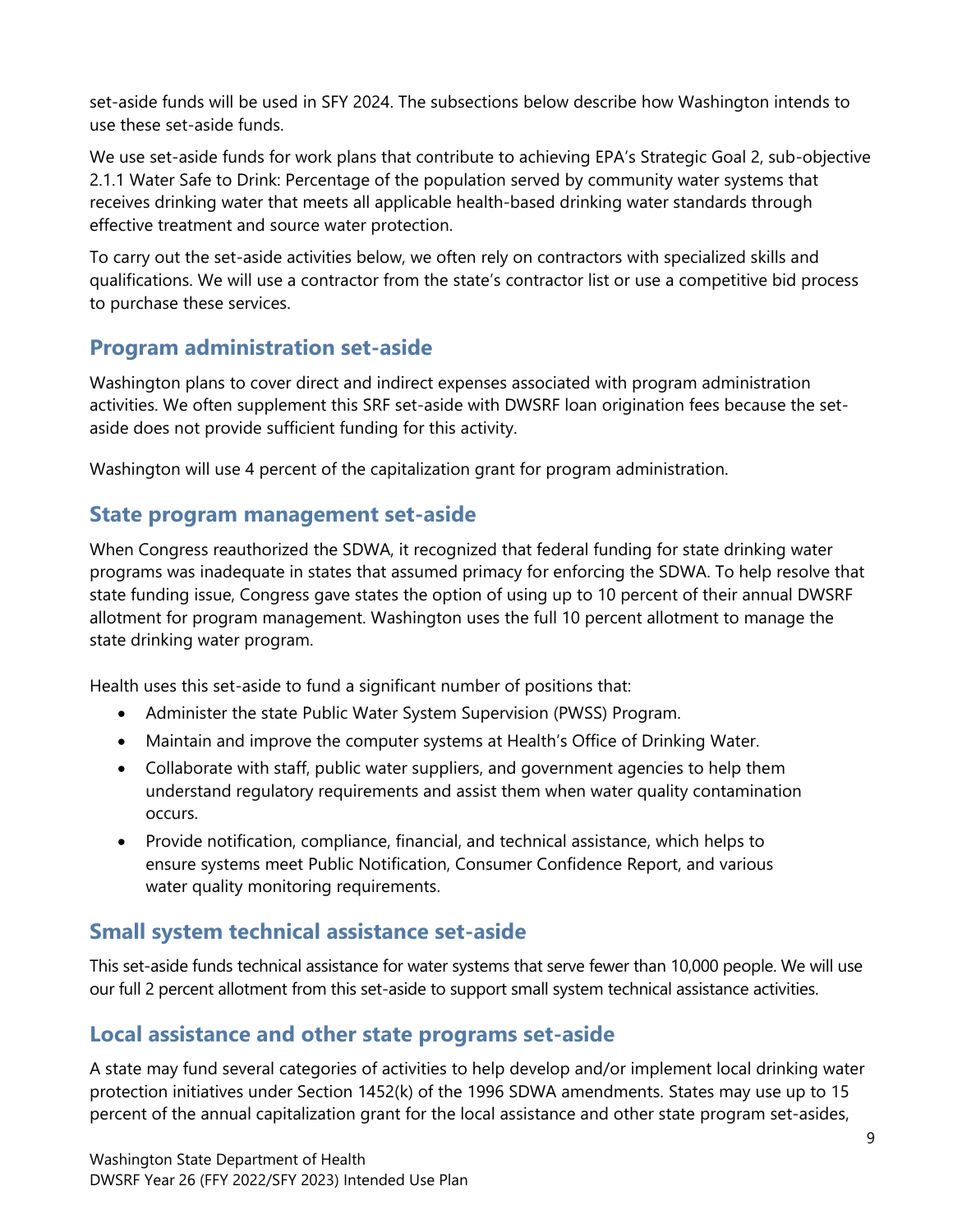set-aside funds will be used in SFY 2024. The subsections below describe how Washington intends to use these set-aside funds.

We use set-aside funds for work plans that contribute to achieving EPA's Strategic Goal 2, sub-objective 2.1.1 Water Safe to Drink: Percentage of the population served by community water systems that receives drinking water that meets all applicable health-based drinking water standards through effective treatment and source water protection.

To carry out the set-aside activities below, we often rely on contractors with specialized skills and qualifications. We will use a contractor from the state's contractor list or use a competitive bid process to purchase these services.

## Program administration set-aside

Washington plans to cover direct and indirect expenses associated with program administration activities. We often supplement this SRF set-aside with DWSRF loan origination fees because the set-aside does not provide sufficient funding for this activity.

Washington will use 4 percent of the capitalization grant for program administration.

## State program management set-aside

When Congress reauthorized the SDWA, it recognized that federal funding for state drinking water programs was inadequate in states that assumed primacy for enforcing the SDWA. To help resolve that state funding issue, Congress gave states the option of using up to 10 percent of their annual DWSRF allotment for program management. Washington uses the full 10 percent allotment to manage the state drinking water program.

Health uses this set-aside to fund a significant number of positions that:

- Administer the state Public Water System Supervision (PWSS) Program.
- Maintain and improve the computer systems at Health's Office of Drinking Water.
- Collaborate with staff, public water suppliers, and government agencies to help them understand regulatory requirements and assist them when water quality contamination occurs.
- Provide notification, compliance, financial, and technical assistance, which helps to ensure systems meet Public Notification, Consumer Confidence Report, and various water quality monitoring requirements.

## Small system technical assistance set-aside

This set-aside funds technical assistance for water systems that serve fewer than 10,000 people. We will use our full 2 percent allotment from this set-aside to support small system technical assistance activities.

## Local assistance and other state programs set-aside

A state may fund several categories of activities to help develop and/or implement local drinking water protection initiatives under Section 1452(k) of the 1996 SDWA amendments. States may use up to 15 percent of the annual capitalization grant for the local assistance and other state program set-asides,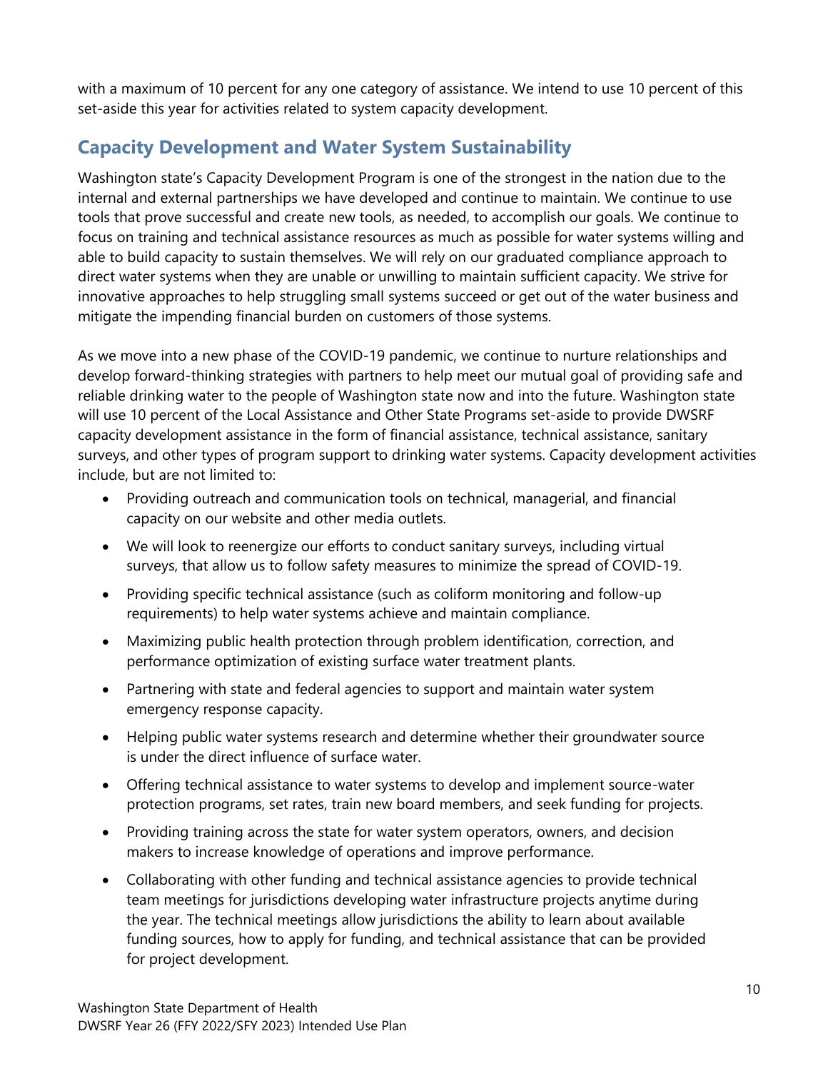with a maximum of 10 percent for any one category of assistance. We intend to use 10 percent of this set-aside this year for activities related to system capacity development.

## Capacity Development and Water System Sustainability

Washington state's Capacity Development Program is one of the strongest in the nation due to the internal and external partnerships we have developed and continue to maintain. We continue to use tools that prove successful and create new tools, as needed, to accomplish our goals. We continue to focus on training and technical assistance resources as much as possible for water systems willing and able to build capacity to sustain themselves. We will rely on our graduated compliance approach to direct water systems when they are unable or unwilling to maintain sufficient capacity. We strive for innovative approaches to help struggling small systems succeed or get out of the water business and mitigate the impending financial burden on customers of those systems.

As we move into a new phase of the COVID-19 pandemic, we continue to nurture relationships and develop forward-thinking strategies with partners to help meet our mutual goal of providing safe and reliable drinking water to the people of Washington state now and into the future. Washington state will use 10 percent of the Local Assistance and Other State Programs set-aside to provide DWSRF capacity development assistance in the form of financial assistance, technical assistance, sanitary surveys, and other types of program support to drinking water systems. Capacity development activities include, but are not limited to:

- Providing outreach and communication tools on technical, managerial, and financial capacity on our website and other media outlets.
- We will look to reenergize our efforts to conduct sanitary surveys, including virtual surveys, that allow us to follow safety measures to minimize the spread of COVID-19.
- Providing specific technical assistance (such as coliform monitoring and follow-up requirements) to help water systems achieve and maintain compliance.
- Maximizing public health protection through problem identification, correction, and performance optimization of existing surface water treatment plants.
- Partnering with state and federal agencies to support and maintain water system emergency response capacity.
- Helping public water systems research and determine whether their groundwater source is under the direct influence of surface water.
- Offering technical assistance to water systems to develop and implement source-water protection programs, set rates, train new board members, and seek funding for projects.
- Providing training across the state for water system operators, owners, and decision makers to increase knowledge of operations and improve performance.
- Collaborating with other funding and technical assistance agencies to provide technical team meetings for jurisdictions developing water infrastructure projects anytime during the year. The technical meetings allow jurisdictions the ability to learn about available funding sources, how to apply for funding, and technical assistance that can be provided for project development.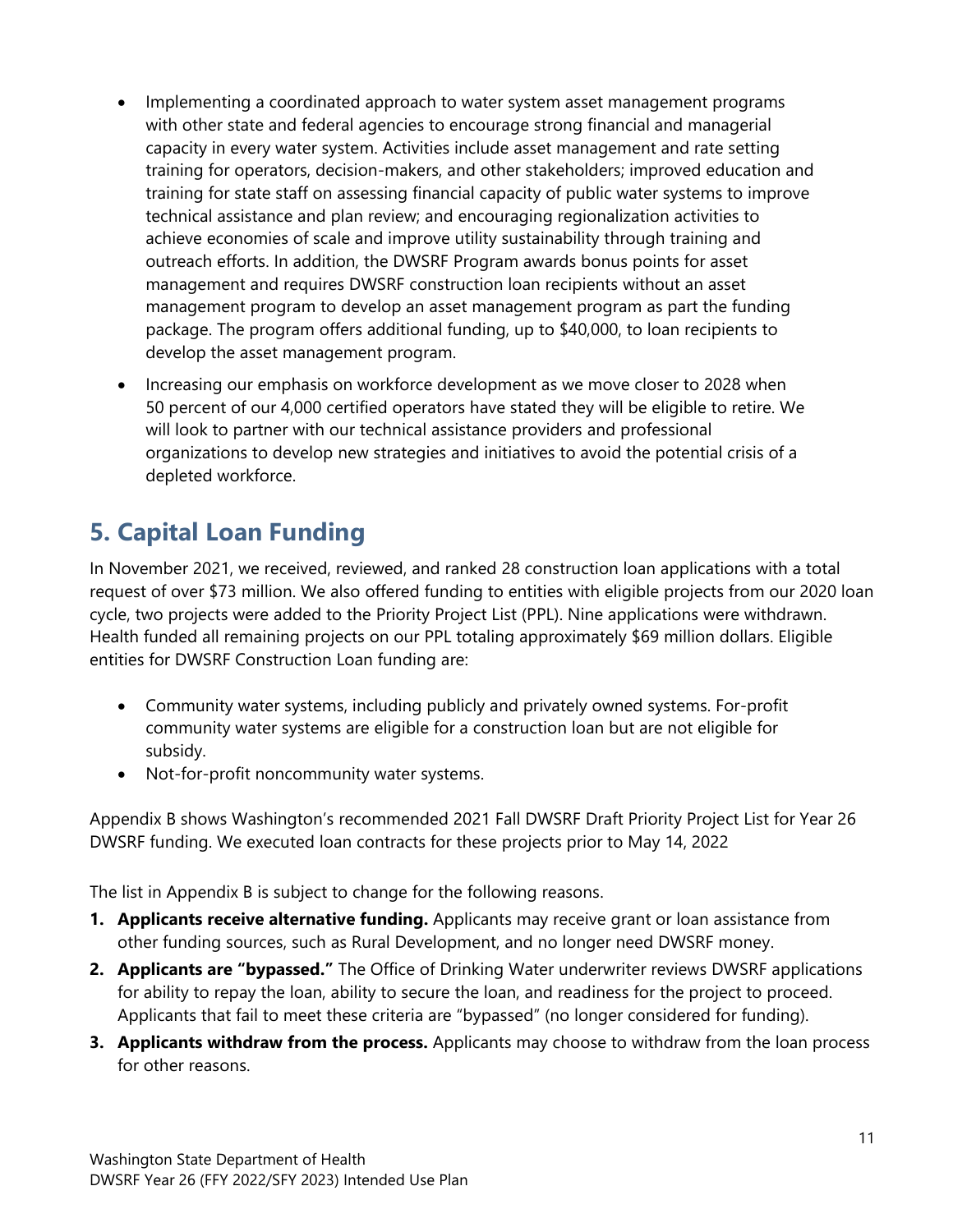- Implementing a coordinated approach to water system asset management programs with other state and federal agencies to encourage strong financial and managerial capacity in every water system. Activities include asset management and rate setting training for operators, decision-makers, and other stakeholders; improved education and training for state staff on assessing financial capacity of public water systems to improve technical assistance and plan review; and encouraging regionalization activities to achieve economies of scale and improve utility sustainability through training and outreach efforts. In addition, the DWSRF Program awards bonus points for asset management and requires DWSRF construction loan recipients without an asset management program to develop an asset management program as part the funding package. The program offers additional funding, up to $40,000, to loan recipients to develop the asset management program.
- Increasing our emphasis on workforce development as we move closer to 2028 when 50 percent of our 4,000 certified operators have stated they will be eligible to retire. We will look to partner with our technical assistance providers and professional organizations to develop new strategies and initiatives to avoid the potential crisis of a depleted workforce.

## 5. Capital Loan Funding

In November 2021, we received, reviewed, and ranked 28 construction loan applications with a total request of over $73 million. We also offered funding to entities with eligible projects from our 2020 loan cycle, two projects were added to the Priority Project List (PPL). Nine applications were withdrawn. Health funded all remaining projects on our PPL totaling approximately $69 million dollars. Eligible entities for DWSRF Construction Loan funding are:

- Community water systems, including publicly and privately owned systems. For-profit community water systems are eligible for a construction loan but are not eligible for subsidy.
- Not-for-profit noncommunity water systems.

Appendix B shows Washington's recommended 2021 Fall DWSRF Draft Priority Project List for Year 26 DWSRF funding. We executed loan contracts for these projects prior to May 14, 2022

The list in Appendix B is subject to change for the following reasons.

1. **Applicants receive alternative funding.** Applicants may receive grant or loan assistance from other funding sources, such as Rural Development, and no longer need DWSRF money.
2. **Applicants are "bypassed."** The Office of Drinking Water underwriter reviews DWSRF applications for ability to repay the loan, ability to secure the loan, and readiness for the project to proceed. Applicants that fail to meet these criteria are "bypassed" (no longer considered for funding).
3. **Applicants withdraw from the process.** Applicants may choose to withdraw from the loan process for other reasons.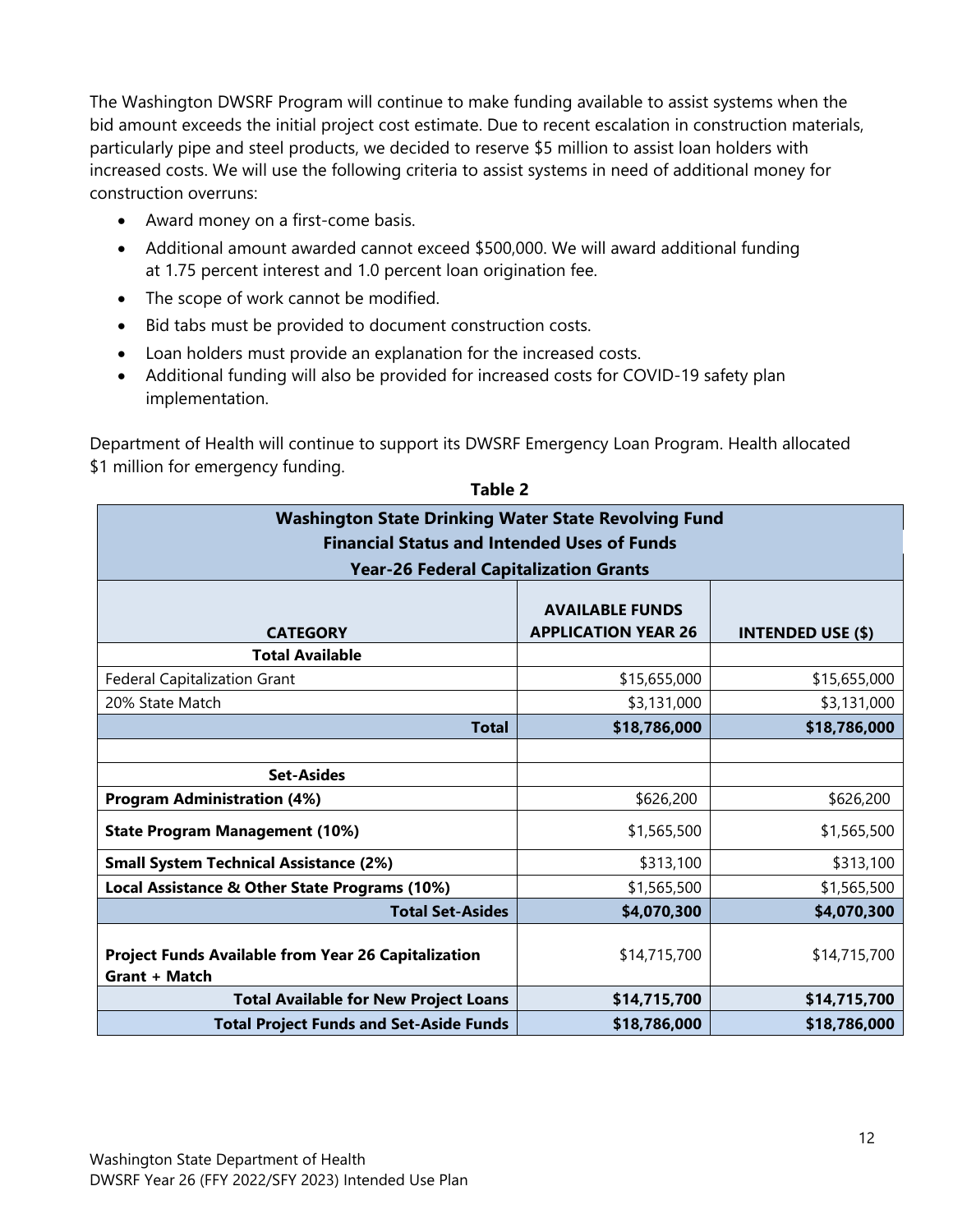The Washington DWSRF Program will continue to make funding available to assist systems when the bid amount exceeds the initial project cost estimate. Due to recent escalation in construction materials, particularly pipe and steel products, we decided to reserve $5 million to assist loan holders with increased costs. We will use the following criteria to assist systems in need of additional money for construction overruns:

- Award money on a first-come basis.
- Additional amount awarded cannot exceed $500,000. We will award additional funding at 1.75 percent interest and 1.0 percent loan origination fee.
- The scope of work cannot be modified.
- Bid tabs must be provided to document construction costs.
- Loan holders must provide an explanation for the increased costs.
- Additional funding will also be provided for increased costs for COVID-19 safety plan implementation.

Department of Health will continue to support its DWSRF Emergency Loan Program. Health allocated $1 million for emergency funding.

**Table 2**

**Washington State Drinking Water State Revolving Fund**
**Financial Status and Intended Uses of Funds**
**Year-26 Federal Capitalization Grants**

| CATEGORY | AVAILABLE FUNDS APPLICATION YEAR 26 | INTENDED USE ($) |
|---|---|---|
| **Total Available** | | |
| Federal Capitalization Grant | $15,655,000 | $15,655,000 |
| 20% State Match | $3,131,000 | $3,131,000 |
| **Total** | **$18,786,000** | **$18,786,000** |
| | | |
| **Set-Asides** | | |
| **Program Administration (4%)** | $626,200 | $626,200 |
| **State Program Management (10%)** | $1,565,500 | $1,565,500 |
| **Small System Technical Assistance (2%)** | $313,100 | $313,100 |
| **Local Assistance & Other State Programs (10%)** | $1,565,500 | $1,565,500 |
| **Total Set-Asides** | **$4,070,300** | **$4,070,300** |
| **Project Funds Available from Year 26 Capitalization Grant + Match** | $14,715,700 | $14,715,700 |
| **Total Available for New Project Loans** | **$14,715,700** | **$14,715,700** |
| **Total Project Funds and Set-Aside Funds** | **$18,786,000** | **$18,786,000** |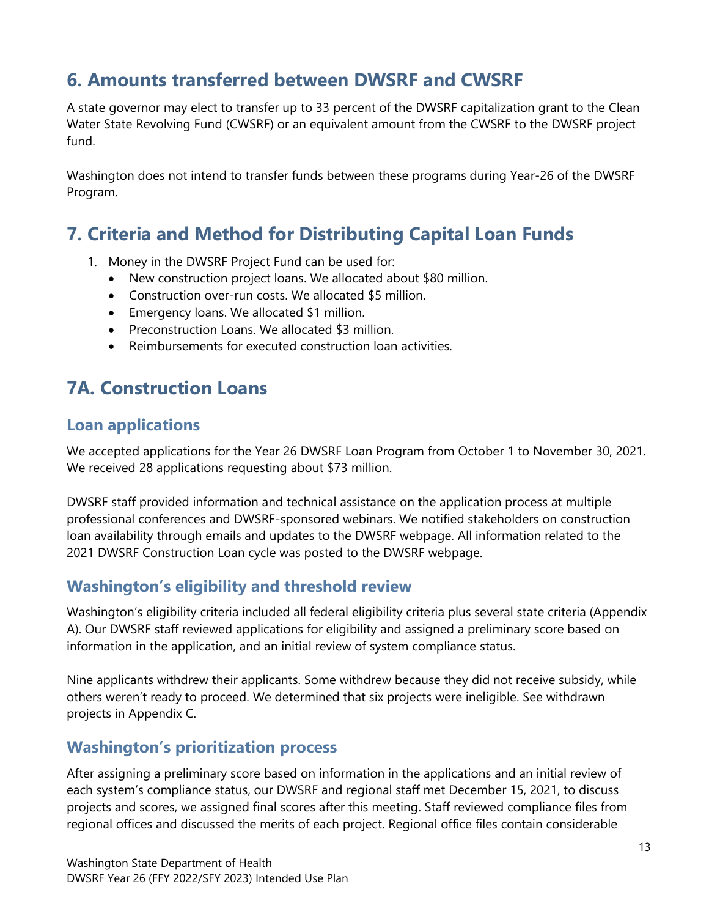# 6. Amounts transferred between DWSRF and CWSRF

A state governor may elect to transfer up to 33 percent of the DWSRF capitalization grant to the Clean Water State Revolving Fund (CWSRF) or an equivalent amount from the CWSRF to the DWSRF project fund.

Washington does not intend to transfer funds between these programs during Year-26 of the DWSRF Program.

# 7. Criteria and Method for Distributing Capital Loan Funds

1. Money in the DWSRF Project Fund can be used for:
   - New construction project loans. We allocated about $80 million.
   - Construction over-run costs. We allocated $5 million.
   - Emergency loans. We allocated $1 million.
   - Preconstruction Loans. We allocated $3 million.
   - Reimbursements for executed construction loan activities.

# 7A. Construction Loans

## Loan applications

We accepted applications for the Year 26 DWSRF Loan Program from October 1 to November 30, 2021. We received 28 applications requesting about $73 million.

DWSRF staff provided information and technical assistance on the application process at multiple professional conferences and DWSRF-sponsored webinars. We notified stakeholders on construction loan availability through emails and updates to the DWSRF webpage. All information related to the 2021 DWSRF Construction Loan cycle was posted to the DWSRF webpage.

## Washington's eligibility and threshold review

Washington's eligibility criteria included all federal eligibility criteria plus several state criteria (Appendix A). Our DWSRF staff reviewed applications for eligibility and assigned a preliminary score based on information in the application, and an initial review of system compliance status.

Nine applicants withdrew their applicants. Some withdrew because they did not receive subsidy, while others weren't ready to proceed. We determined that six projects were ineligible. See withdrawn projects in Appendix C.

## Washington's prioritization process

After assigning a preliminary score based on information in the applications and an initial review of each system's compliance status, our DWSRF and regional staff met December 15, 2021, to discuss projects and scores, we assigned final scores after this meeting. Staff reviewed compliance files from regional offices and discussed the merits of each project. Regional office files contain considerable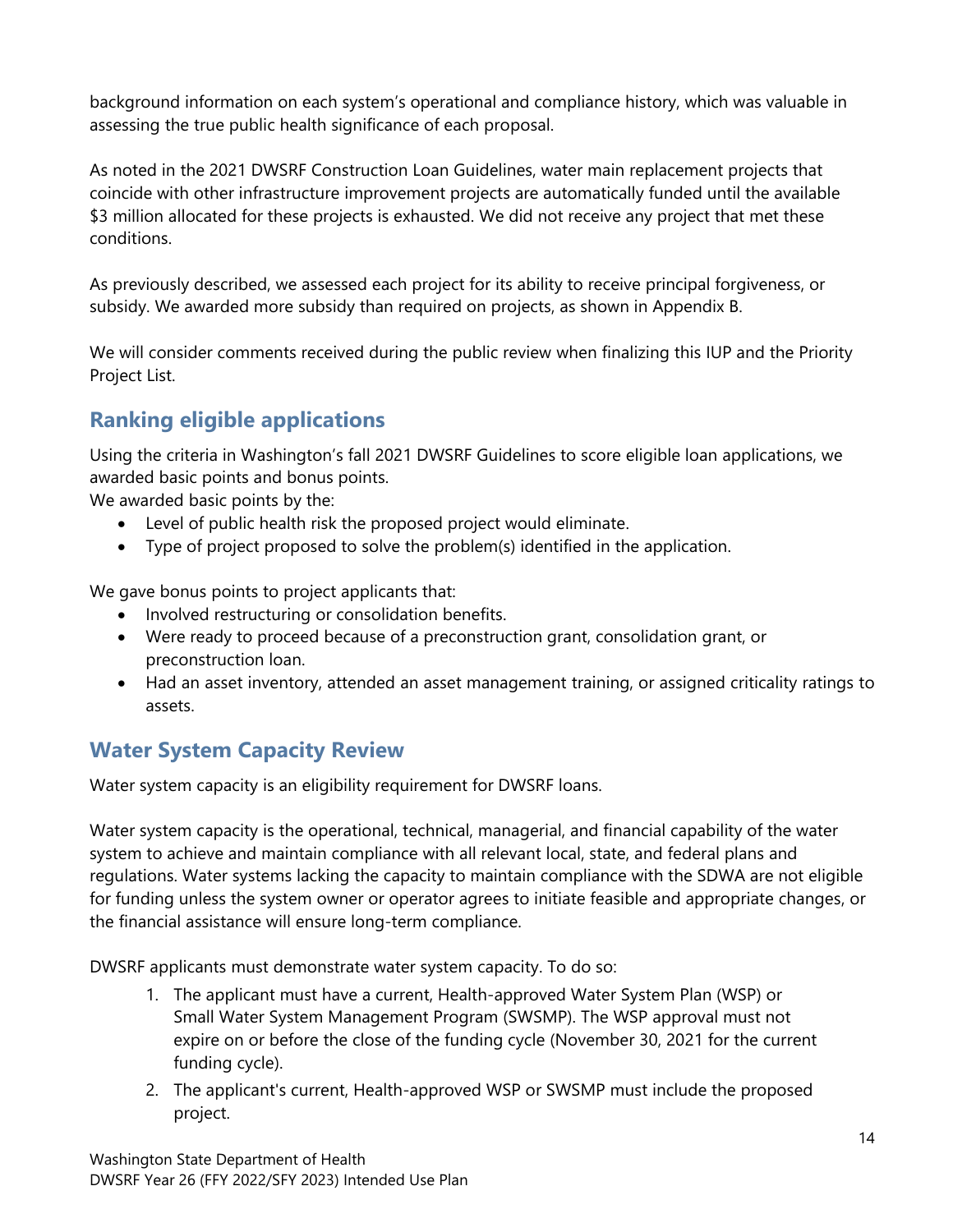background information on each system's operational and compliance history, which was valuable in assessing the true public health significance of each proposal.

As noted in the 2021 DWSRF Construction Loan Guidelines, water main replacement projects that coincide with other infrastructure improvement projects are automatically funded until the available $3 million allocated for these projects is exhausted. We did not receive any project that met these conditions.

As previously described, we assessed each project for its ability to receive principal forgiveness, or subsidy. We awarded more subsidy than required on projects, as shown in Appendix B.

We will consider comments received during the public review when finalizing this IUP and the Priority Project List.

## Ranking eligible applications

Using the criteria in Washington's fall 2021 DWSRF Guidelines to score eligible loan applications, we awarded basic points and bonus points.

We awarded basic points by the:

- Level of public health risk the proposed project would eliminate.
- Type of project proposed to solve the problem(s) identified in the application.

We gave bonus points to project applicants that:

- Involved restructuring or consolidation benefits.
- Were ready to proceed because of a preconstruction grant, consolidation grant, or preconstruction loan.
- Had an asset inventory, attended an asset management training, or assigned criticality ratings to assets.

## Water System Capacity Review

Water system capacity is an eligibility requirement for DWSRF loans.

Water system capacity is the operational, technical, managerial, and financial capability of the water system to achieve and maintain compliance with all relevant local, state, and federal plans and regulations. Water systems lacking the capacity to maintain compliance with the SDWA are not eligible for funding unless the system owner or operator agrees to initiate feasible and appropriate changes, or the financial assistance will ensure long-term compliance.

DWSRF applicants must demonstrate water system capacity. To do so:

1. The applicant must have a current, Health-approved Water System Plan (WSP) or Small Water System Management Program (SWSMP). The WSP approval must not expire on or before the close of the funding cycle (November 30, 2021 for the current funding cycle).
2. The applicant's current, Health-approved WSP or SWSMP must include the proposed project.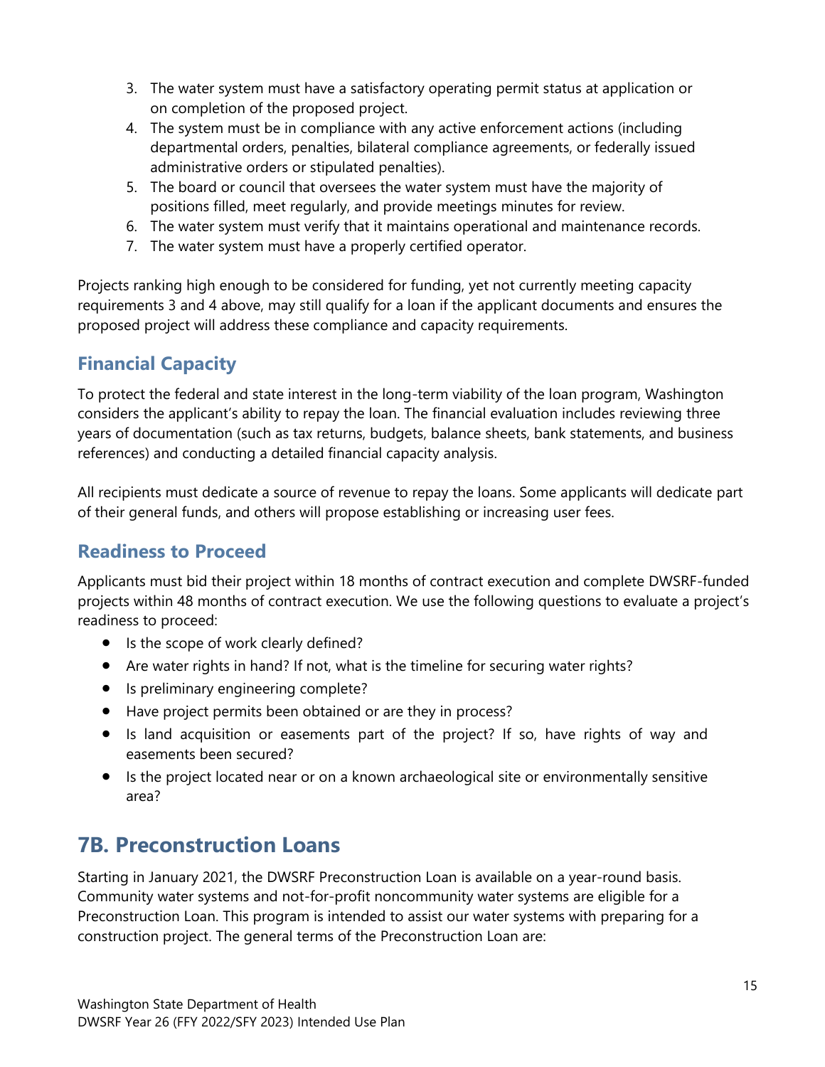3. The water system must have a satisfactory operating permit status at application or on completion of the proposed project.
4. The system must be in compliance with any active enforcement actions (including departmental orders, penalties, bilateral compliance agreements, or federally issued administrative orders or stipulated penalties).
5. The board or council that oversees the water system must have the majority of positions filled, meet regularly, and provide meetings minutes for review.
6. The water system must verify that it maintains operational and maintenance records.
7. The water system must have a properly certified operator.

Projects ranking high enough to be considered for funding, yet not currently meeting capacity requirements 3 and 4 above, may still qualify for a loan if the applicant documents and ensures the proposed project will address these compliance and capacity requirements.

### Financial Capacity

To protect the federal and state interest in the long-term viability of the loan program, Washington considers the applicant's ability to repay the loan. The financial evaluation includes reviewing three years of documentation (such as tax returns, budgets, balance sheets, bank statements, and business references) and conducting a detailed financial capacity analysis.

All recipients must dedicate a source of revenue to repay the loans. Some applicants will dedicate part of their general funds, and others will propose establishing or increasing user fees.

### Readiness to Proceed

Applicants must bid their project within 18 months of contract execution and complete DWSRF-funded projects within 48 months of contract execution. We use the following questions to evaluate a project's readiness to proceed:

- Is the scope of work clearly defined?
- Are water rights in hand? If not, what is the timeline for securing water rights?
- Is preliminary engineering complete?
- Have project permits been obtained or are they in process?
- Is land acquisition or easements part of the project? If so, have rights of way and easements been secured?
- Is the project located near or on a known archaeological site or environmentally sensitive area?

## 7B. Preconstruction Loans

Starting in January 2021, the DWSRF Preconstruction Loan is available on a year-round basis. Community water systems and not-for-profit noncommunity water systems are eligible for a Preconstruction Loan. This program is intended to assist our water systems with preparing for a construction project. The general terms of the Preconstruction Loan are: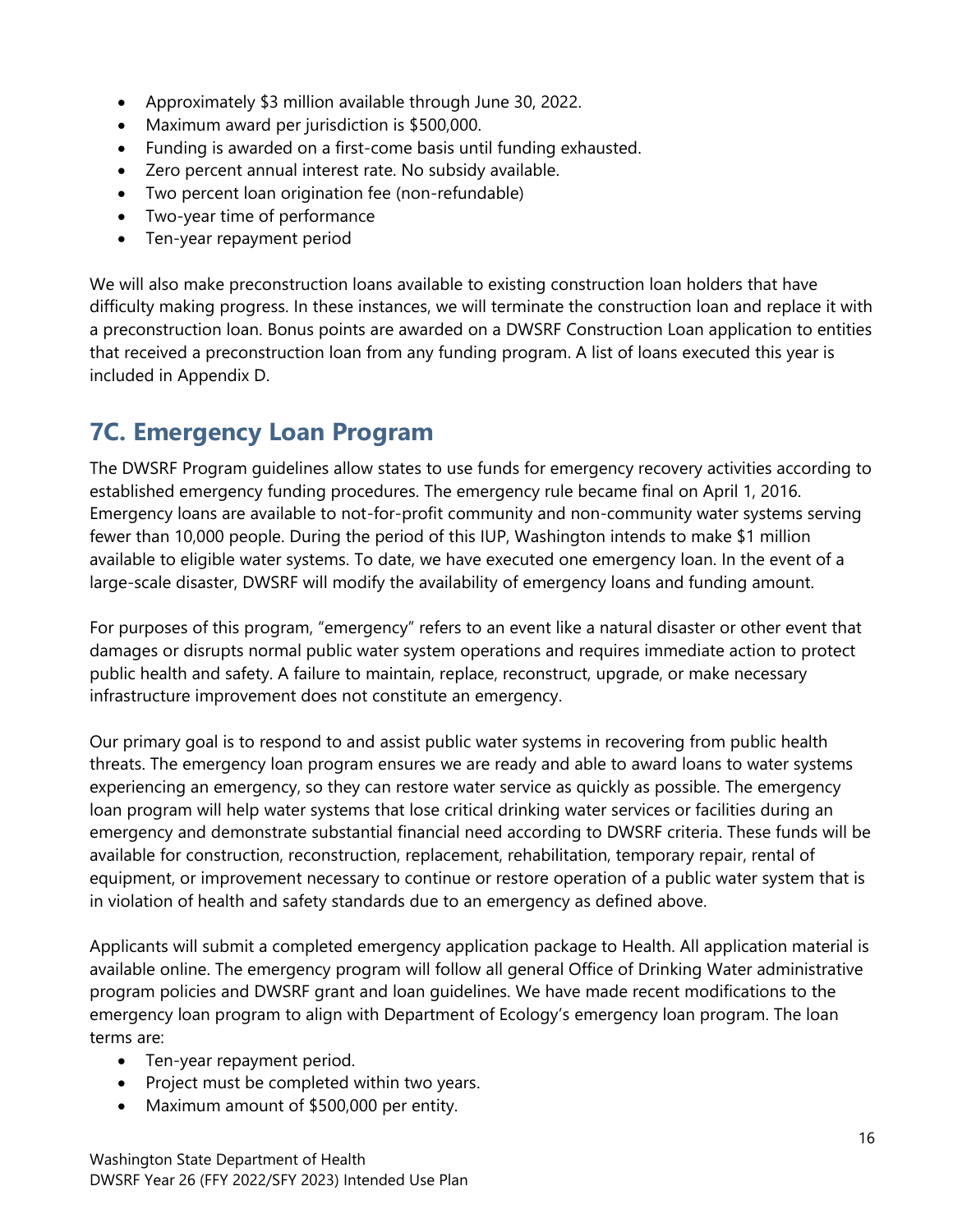- Approximately $3 million available through June 30, 2022.
- Maximum award per jurisdiction is $500,000.
- Funding is awarded on a first-come basis until funding exhausted.
- Zero percent annual interest rate. No subsidy available.
- Two percent loan origination fee (non-refundable)
- Two-year time of performance
- Ten-year repayment period

We will also make preconstruction loans available to existing construction loan holders that have difficulty making progress. In these instances, we will terminate the construction loan and replace it with a preconstruction loan. Bonus points are awarded on a DWSRF Construction Loan application to entities that received a preconstruction loan from any funding program. A list of loans executed this year is included in Appendix D.

## 7C. Emergency Loan Program

The DWSRF Program guidelines allow states to use funds for emergency recovery activities according to established emergency funding procedures. The emergency rule became final on April 1, 2016. Emergency loans are available to not-for-profit community and non-community water systems serving fewer than 10,000 people. During the period of this IUP, Washington intends to make $1 million available to eligible water systems. To date, we have executed one emergency loan. In the event of a large-scale disaster, DWSRF will modify the availability of emergency loans and funding amount.

For purposes of this program, "emergency" refers to an event like a natural disaster or other event that damages or disrupts normal public water system operations and requires immediate action to protect public health and safety. A failure to maintain, replace, reconstruct, upgrade, or make necessary infrastructure improvement does not constitute an emergency.

Our primary goal is to respond to and assist public water systems in recovering from public health threats. The emergency loan program ensures we are ready and able to award loans to water systems experiencing an emergency, so they can restore water service as quickly as possible. The emergency loan program will help water systems that lose critical drinking water services or facilities during an emergency and demonstrate substantial financial need according to DWSRF criteria. These funds will be available for construction, reconstruction, replacement, rehabilitation, temporary repair, rental of equipment, or improvement necessary to continue or restore operation of a public water system that is in violation of health and safety standards due to an emergency as defined above.

Applicants will submit a completed emergency application package to Health. All application material is available online. The emergency program will follow all general Office of Drinking Water administrative program policies and DWSRF grant and loan guidelines. We have made recent modifications to the emergency loan program to align with Department of Ecology's emergency loan program. The loan terms are:

- Ten-year repayment period.
- Project must be completed within two years.
- Maximum amount of $500,000 per entity.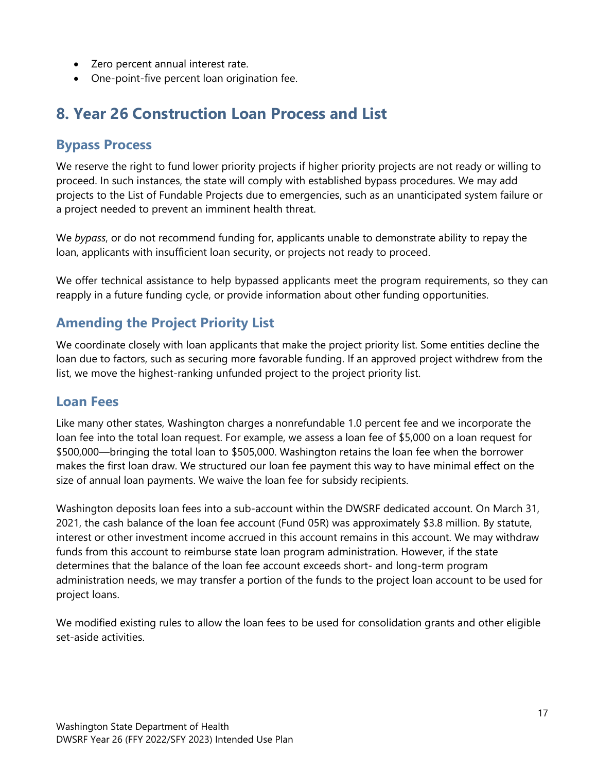- Zero percent annual interest rate.
- One-point-five percent loan origination fee.

# 8. Year 26 Construction Loan Process and List

## Bypass Process

We reserve the right to fund lower priority projects if higher priority projects are not ready or willing to proceed. In such instances, the state will comply with established bypass procedures. We may add projects to the List of Fundable Projects due to emergencies, such as an unanticipated system failure or a project needed to prevent an imminent health threat.

We *bypass*, or do not recommend funding for, applicants unable to demonstrate ability to repay the loan, applicants with insufficient loan security, or projects not ready to proceed.

We offer technical assistance to help bypassed applicants meet the program requirements, so they can reapply in a future funding cycle, or provide information about other funding opportunities.

## Amending the Project Priority List

We coordinate closely with loan applicants that make the project priority list. Some entities decline the loan due to factors, such as securing more favorable funding. If an approved project withdrew from the list, we move the highest-ranking unfunded project to the project priority list.

## Loan Fees

Like many other states, Washington charges a nonrefundable 1.0 percent fee and we incorporate the loan fee into the total loan request. For example, we assess a loan fee of $5,000 on a loan request for $500,000—bringing the total loan to $505,000. Washington retains the loan fee when the borrower makes the first loan draw. We structured our loan fee payment this way to have minimal effect on the size of annual loan payments. We waive the loan fee for subsidy recipients.

Washington deposits loan fees into a sub-account within the DWSRF dedicated account. On March 31, 2021, the cash balance of the loan fee account (Fund 05R) was approximately $3.8 million. By statute, interest or other investment income accrued in this account remains in this account. We may withdraw funds from this account to reimburse state loan program administration. However, if the state determines that the balance of the loan fee account exceeds short- and long-term program administration needs, we may transfer a portion of the funds to the project loan account to be used for project loans.

We modified existing rules to allow the loan fees to be used for consolidation grants and other eligible set-aside activities.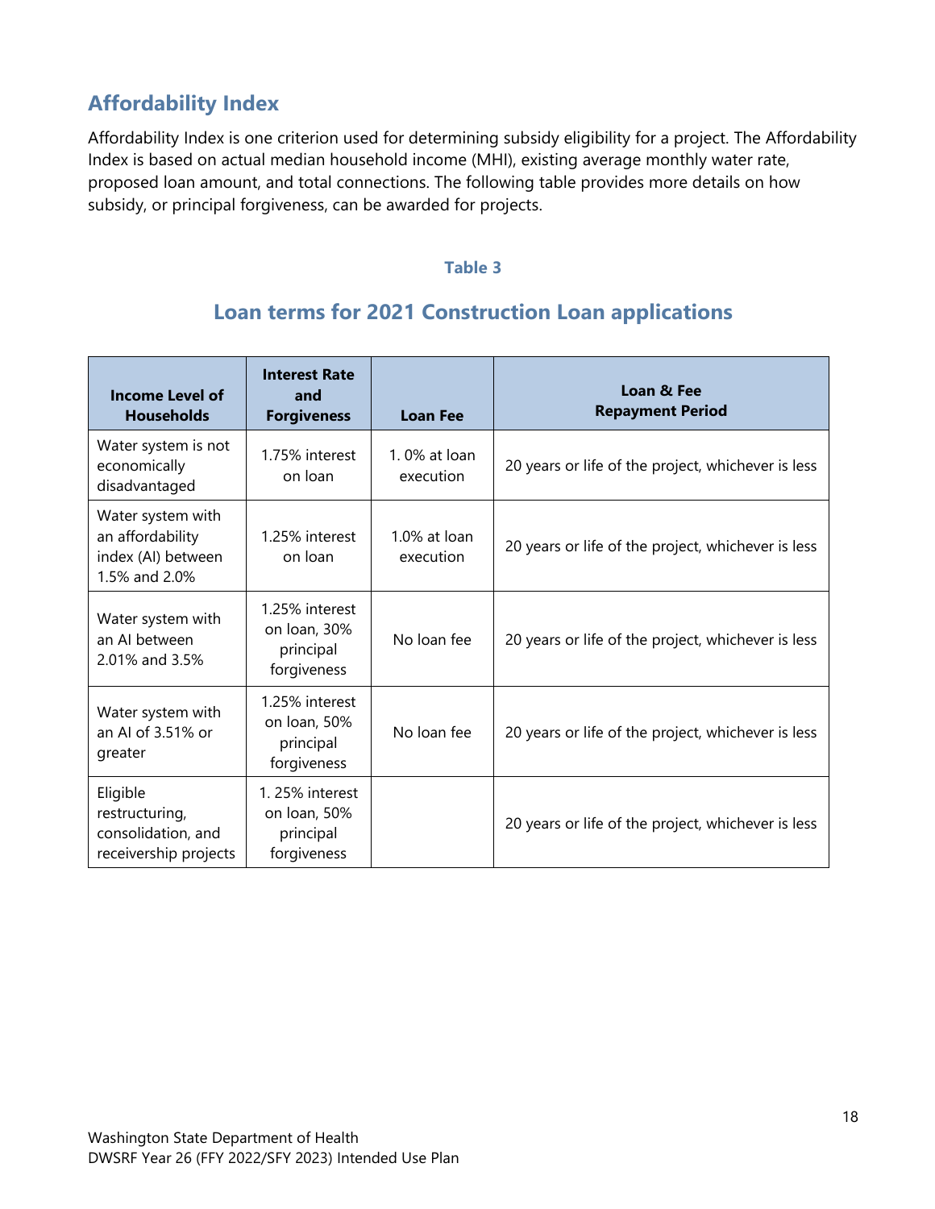## Affordability Index

Affordability Index is one criterion used for determining subsidy eligibility for a project. The Affordability Index is based on actual median household income (MHI), existing average monthly water rate, proposed loan amount, and total connections. The following table provides more details on how subsidy, or principal forgiveness, can be awarded for projects.

**Table 3**

### Loan terms for 2021 Construction Loan applications

| Income Level of Households | Interest Rate and Forgiveness | Loan Fee | Loan & Fee Repayment Period |
|---|---|---|---|
| Water system is not economically disadvantaged | 1.75% interest on loan | 1. 0% at loan execution | 20 years or life of the project, whichever is less |
| Water system with an affordability index (AI) between 1.5% and 2.0% | 1.25% interest on loan | 1.0% at loan execution | 20 years or life of the project, whichever is less |
| Water system with an AI between 2.01% and 3.5% | 1.25% interest on loan, 30% principal forgiveness | No loan fee | 20 years or life of the project, whichever is less |
| Water system with an AI of 3.51% or greater | 1.25% interest on loan, 50% principal forgiveness | No loan fee | 20 years or life of the project, whichever is less |
| Eligible restructuring, consolidation, and receivership projects | 1. 25% interest on loan, 50% principal forgiveness | | 20 years or life of the project, whichever is less |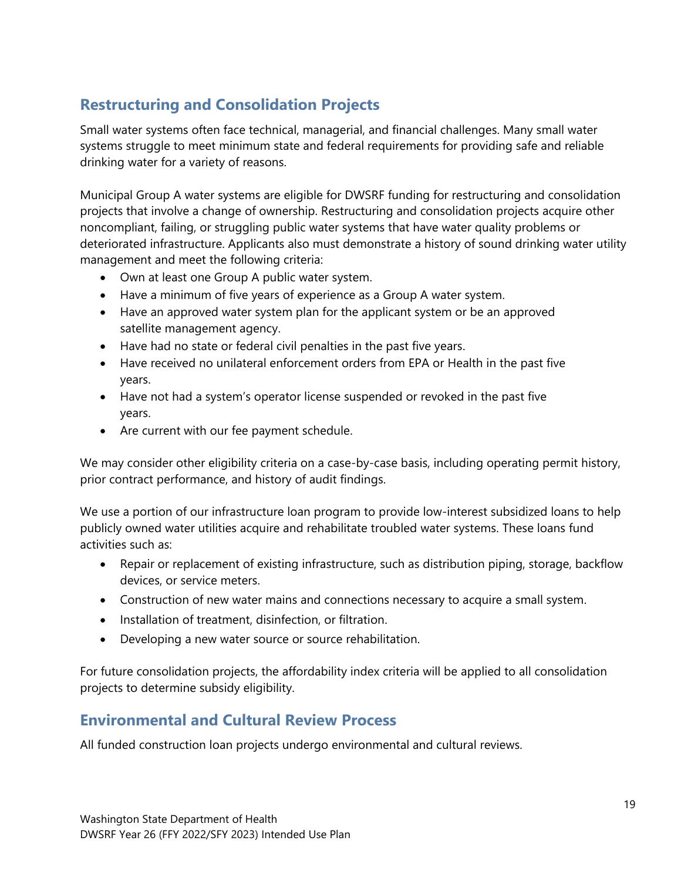## Restructuring and Consolidation Projects

Small water systems often face technical, managerial, and financial challenges. Many small water systems struggle to meet minimum state and federal requirements for providing safe and reliable drinking water for a variety of reasons.

Municipal Group A water systems are eligible for DWSRF funding for restructuring and consolidation projects that involve a change of ownership. Restructuring and consolidation projects acquire other noncompliant, failing, or struggling public water systems that have water quality problems or deteriorated infrastructure. Applicants also must demonstrate a history of sound drinking water utility management and meet the following criteria:

- Own at least one Group A public water system.
- Have a minimum of five years of experience as a Group A water system.
- Have an approved water system plan for the applicant system or be an approved satellite management agency.
- Have had no state or federal civil penalties in the past five years.
- Have received no unilateral enforcement orders from EPA or Health in the past five years.
- Have not had a system's operator license suspended or revoked in the past five years.
- Are current with our fee payment schedule.

We may consider other eligibility criteria on a case-by-case basis, including operating permit history, prior contract performance, and history of audit findings.

We use a portion of our infrastructure loan program to provide low-interest subsidized loans to help publicly owned water utilities acquire and rehabilitate troubled water systems. These loans fund activities such as:

- Repair or replacement of existing infrastructure, such as distribution piping, storage, backflow devices, or service meters.
- Construction of new water mains and connections necessary to acquire a small system.
- Installation of treatment, disinfection, or filtration.
- Developing a new water source or source rehabilitation.

For future consolidation projects, the affordability index criteria will be applied to all consolidation projects to determine subsidy eligibility.

## Environmental and Cultural Review Process

All funded construction loan projects undergo environmental and cultural reviews.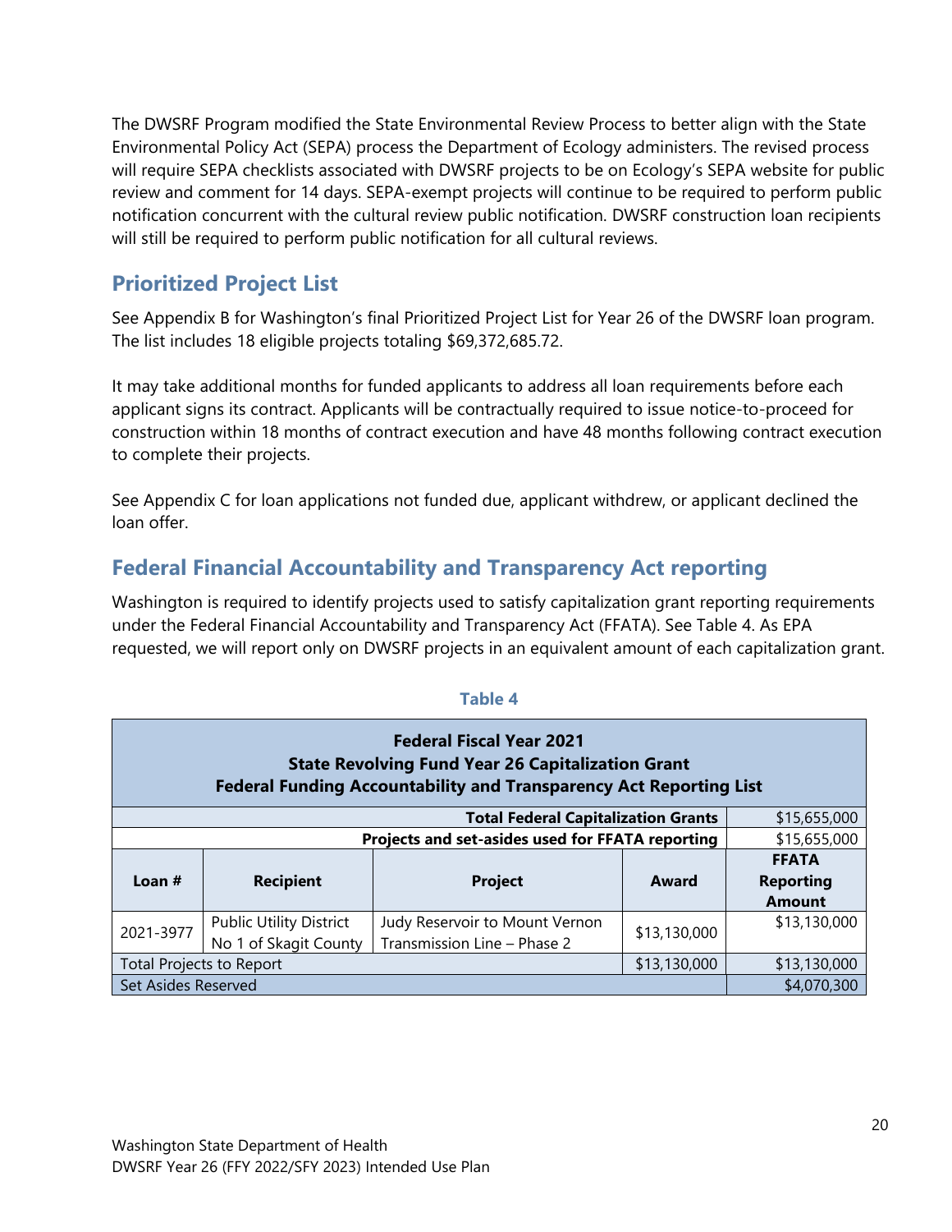The DWSRF Program modified the State Environmental Review Process to better align with the State Environmental Policy Act (SEPA) process the Department of Ecology administers. The revised process will require SEPA checklists associated with DWSRF projects to be on Ecology's SEPA website for public review and comment for 14 days. SEPA-exempt projects will continue to be required to perform public notification concurrent with the cultural review public notification. DWSRF construction loan recipients will still be required to perform public notification for all cultural reviews.

## Prioritized Project List

See Appendix B for Washington's final Prioritized Project List for Year 26 of the DWSRF loan program. The list includes 18 eligible projects totaling $69,372,685.72.

It may take additional months for funded applicants to address all loan requirements before each applicant signs its contract. Applicants will be contractually required to issue notice-to-proceed for construction within 18 months of contract execution and have 48 months following contract execution to complete their projects.

See Appendix C for loan applications not funded due, applicant withdrew, or applicant declined the loan offer.

## Federal Financial Accountability and Transparency Act reporting

Washington is required to identify projects used to satisfy capitalization grant reporting requirements under the Federal Financial Accountability and Transparency Act (FFATA). See Table 4. As EPA requested, we will report only on DWSRF projects in an equivalent amount of each capitalization grant.

**Table 4**

| **Federal Fiscal Year 2021<br>State Revolving Fund Year 26 Capitalization Grant<br>Federal Funding Accountability and Transparency Act Reporting List** | | | | |
|---|---|---|---|---|
| | | | **Total Federal Capitalization Grants** | $15,655,000 |
| | | | **Projects and set-asides used for FFATA reporting** | $15,655,000 |
| **Loan #** | **Recipient** | **Project** | **Award** | **FFATA Reporting Amount** |
| 2021-3977 | Public Utility District No 1 of Skagit County | Judy Reservoir to Mount Vernon Transmission Line – Phase 2 | $13,130,000 | $13,130,000 |
| Total Projects to Report | | | $13,130,000 | $13,130,000 |
| Set Asides Reserved | | | | $4,070,300 |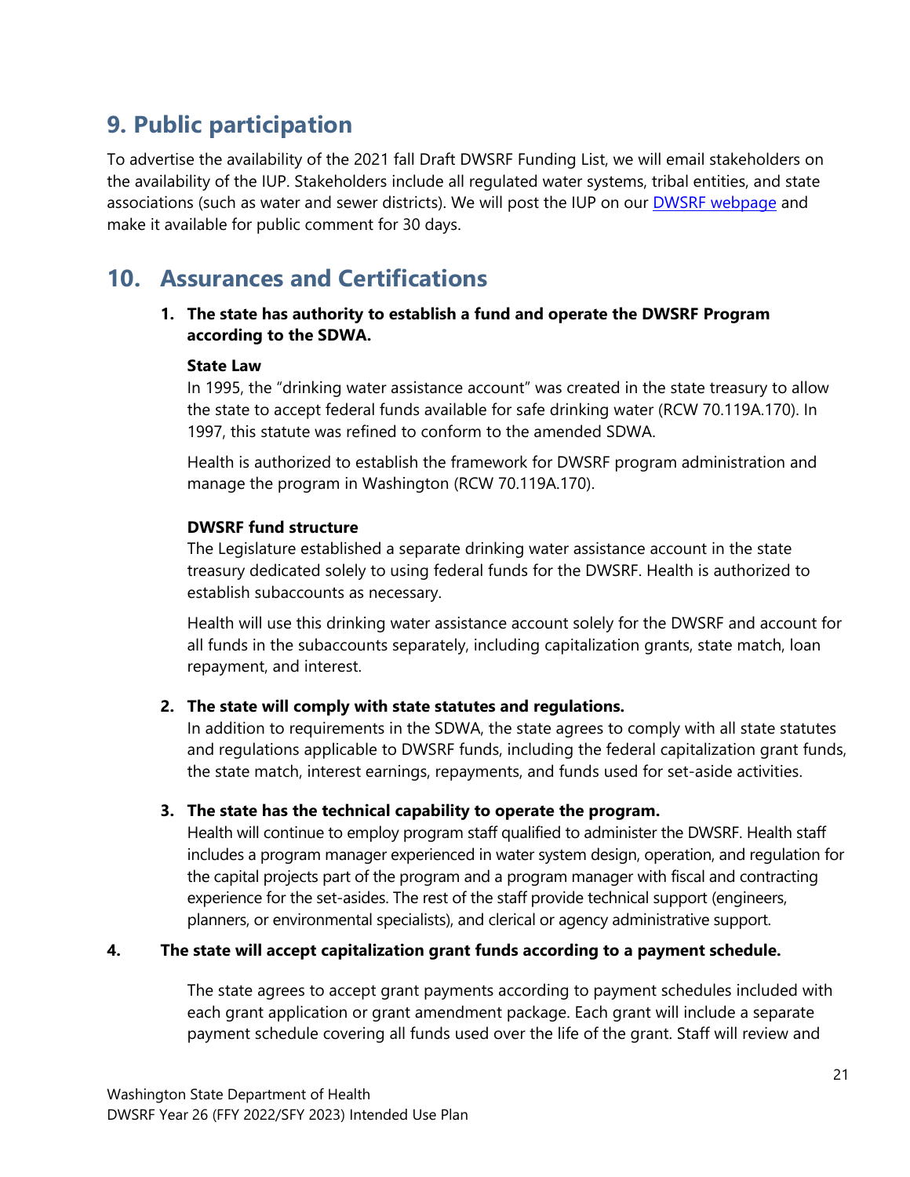## 9. Public participation

To advertise the availability of the 2021 fall Draft DWSRF Funding List, we will email stakeholders on the availability of the IUP. Stakeholders include all regulated water systems, tribal entities, and state associations (such as water and sewer districts). We will post the IUP on our [DWSRF webpage]() and make it available for public comment for 30 days.

## 10. Assurances and Certifications

1. **The state has authority to establish a fund and operate the DWSRF Program according to the SDWA.**

   **State Law**
   In 1995, the "drinking water assistance account" was created in the state treasury to allow the state to accept federal funds available for safe drinking water (RCW 70.119A.170). In 1997, this statute was refined to conform to the amended SDWA.

   Health is authorized to establish the framework for DWSRF program administration and manage the program in Washington (RCW 70.119A.170).

   **DWSRF fund structure**
   The Legislature established a separate drinking water assistance account in the state treasury dedicated solely to using federal funds for the DWSRF. Health is authorized to establish subaccounts as necessary.

   Health will use this drinking water assistance account solely for the DWSRF and account for all funds in the subaccounts separately, including capitalization grants, state match, loan repayment, and interest.

2. **The state will comply with state statutes and regulations.**
   In addition to requirements in the SDWA, the state agrees to comply with all state statutes and regulations applicable to DWSRF funds, including the federal capitalization grant funds, the state match, interest earnings, repayments, and funds used for set-aside activities.

3. **The state has the technical capability to operate the program.**
   Health will continue to employ program staff qualified to administer the DWSRF. Health staff includes a program manager experienced in water system design, operation, and regulation for the capital projects part of the program and a program manager with fiscal and contracting experience for the set-asides. The rest of the staff provide technical support (engineers, planners, or environmental specialists), and clerical or agency administrative support.

4. **The state will accept capitalization grant funds according to a payment schedule.**

   The state agrees to accept grant payments according to payment schedules included with each grant application or grant amendment package. Each grant will include a separate payment schedule covering all funds used over the life of the grant. Staff will review and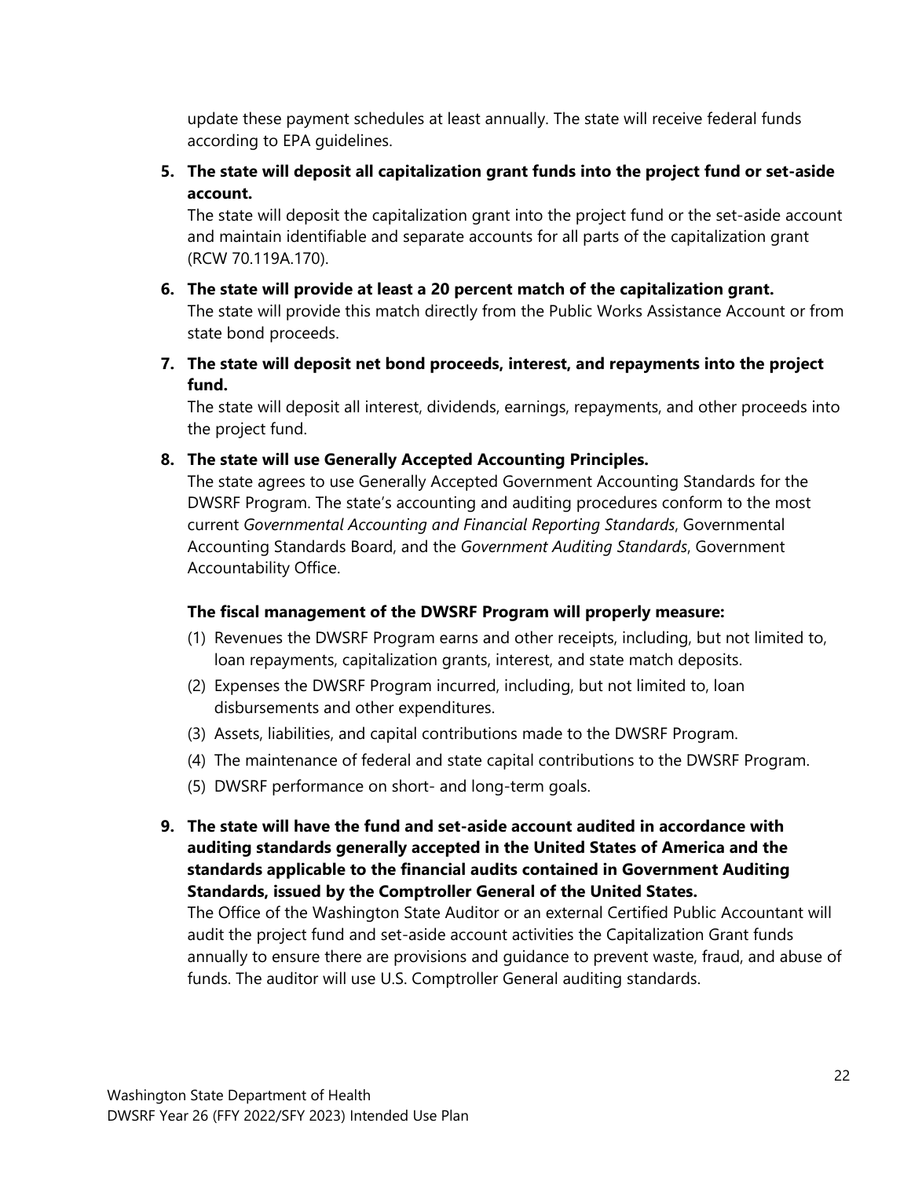update these payment schedules at least annually. The state will receive federal funds according to EPA guidelines.

5. **The state will deposit all capitalization grant funds into the project fund or set-aside account.**
   The state will deposit the capitalization grant into the project fund or the set-aside account and maintain identifiable and separate accounts for all parts of the capitalization grant (RCW 70.119A.170).

6. **The state will provide at least a 20 percent match of the capitalization grant.**
   The state will provide this match directly from the Public Works Assistance Account or from state bond proceeds.

7. **The state will deposit net bond proceeds, interest, and repayments into the project fund.**
   The state will deposit all interest, dividends, earnings, repayments, and other proceeds into the project fund.

8. **The state will use Generally Accepted Accounting Principles.**
   The state agrees to use Generally Accepted Government Accounting Standards for the DWSRF Program. The state's accounting and auditing procedures conform to the most current *Governmental Accounting and Financial Reporting Standards*, Governmental Accounting Standards Board, and the *Government Auditing Standards*, Government Accountability Office.

   **The fiscal management of the DWSRF Program will properly measure:**

   (1) Revenues the DWSRF Program earns and other receipts, including, but not limited to, loan repayments, capitalization grants, interest, and state match deposits.
   (2) Expenses the DWSRF Program incurred, including, but not limited to, loan disbursements and other expenditures.
   (3) Assets, liabilities, and capital contributions made to the DWSRF Program.
   (4) The maintenance of federal and state capital contributions to the DWSRF Program.
   (5) DWSRF performance on short- and long-term goals.

9. **The state will have the fund and set-aside account audited in accordance with auditing standards generally accepted in the United States of America and the standards applicable to the financial audits contained in Government Auditing Standards, issued by the Comptroller General of the United States.**
   The Office of the Washington State Auditor or an external Certified Public Accountant will audit the project fund and set-aside account activities the Capitalization Grant funds annually to ensure there are provisions and guidance to prevent waste, fraud, and abuse of funds. The auditor will use U.S. Comptroller General auditing standards.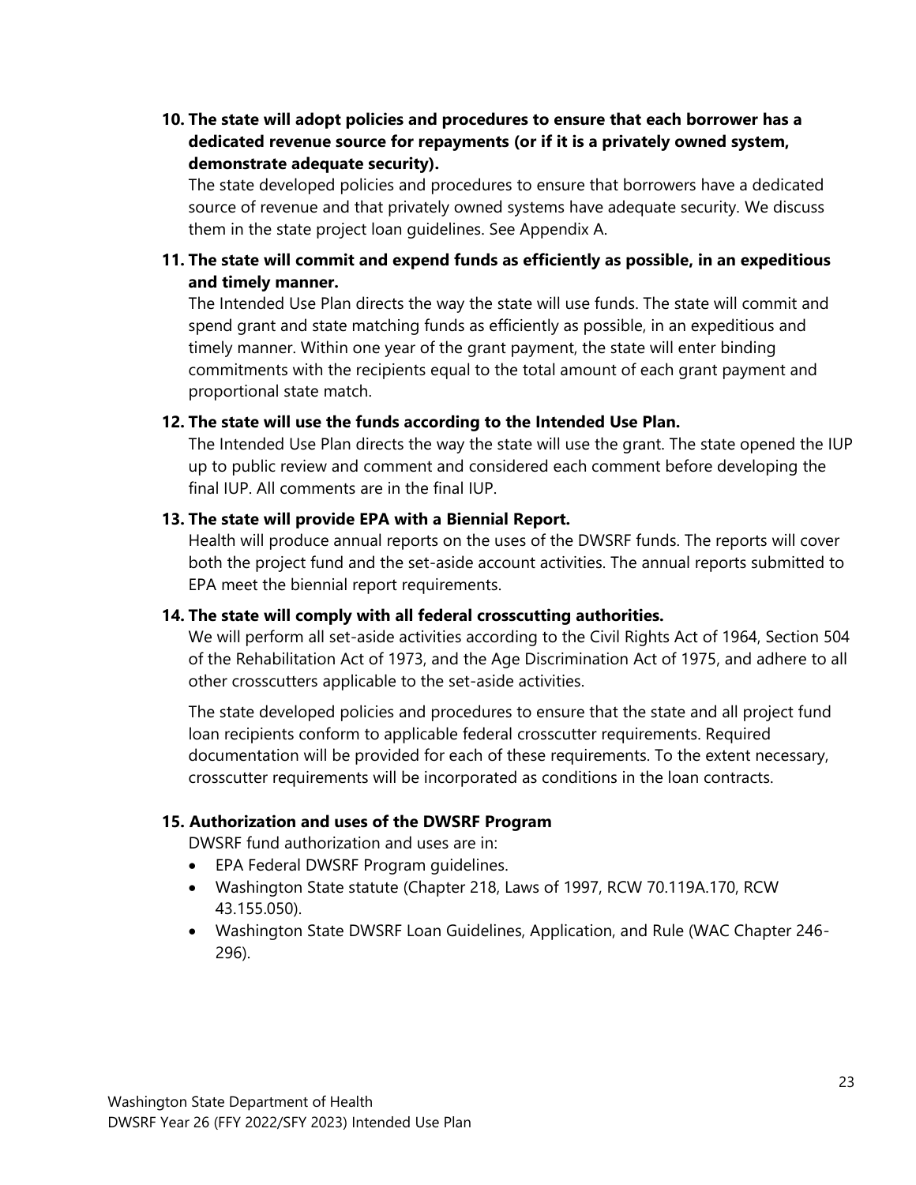10. **The state will adopt policies and procedures to ensure that each borrower has a dedicated revenue source for repayments (or if it is a privately owned system, demonstrate adequate security).**
    The state developed policies and procedures to ensure that borrowers have a dedicated source of revenue and that privately owned systems have adequate security. We discuss them in the state project loan guidelines. See Appendix A.

11. **The state will commit and expend funds as efficiently as possible, in an expeditious and timely manner.**
    The Intended Use Plan directs the way the state will use funds. The state will commit and spend grant and state matching funds as efficiently as possible, in an expeditious and timely manner. Within one year of the grant payment, the state will enter binding commitments with the recipients equal to the total amount of each grant payment and proportional state match.

12. **The state will use the funds according to the Intended Use Plan.**
    The Intended Use Plan directs the way the state will use the grant. The state opened the IUP up to public review and comment and considered each comment before developing the final IUP. All comments are in the final IUP.

13. **The state will provide EPA with a Biennial Report.**
    Health will produce annual reports on the uses of the DWSRF funds. The reports will cover both the project fund and the set-aside account activities. The annual reports submitted to EPA meet the biennial report requirements.

14. **The state will comply with all federal crosscutting authorities.**
    We will perform all set-aside activities according to the Civil Rights Act of 1964, Section 504 of the Rehabilitation Act of 1973, and the Age Discrimination Act of 1975, and adhere to all other crosscutters applicable to the set-aside activities.

    The state developed policies and procedures to ensure that the state and all project fund loan recipients conform to applicable federal crosscutter requirements. Required documentation will be provided for each of these requirements. To the extent necessary, crosscutter requirements will be incorporated as conditions in the loan contracts.

15. **Authorization and uses of the DWSRF Program**
    DWSRF fund authorization and uses are in:
    - EPA Federal DWSRF Program guidelines.
    - Washington State statute (Chapter 218, Laws of 1997, RCW 70.119A.170, RCW 43.155.050).
    - Washington State DWSRF Loan Guidelines, Application, and Rule (WAC Chapter 246-296).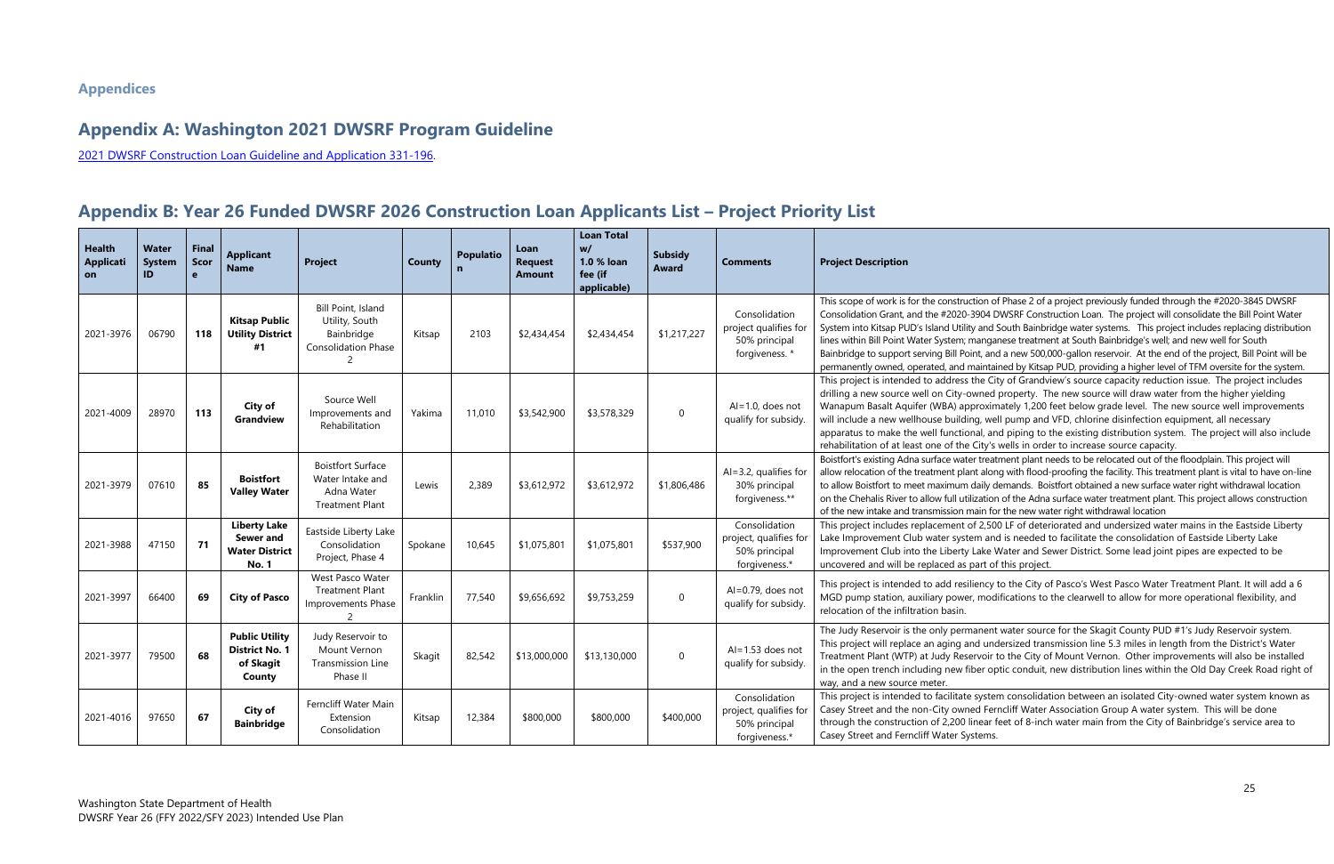## Appendices

## Appendix A: Washington 2021 DWSRF Program Guideline

[2021 DWSRF Construction Loan Guideline and Application 331-196](2021 DWSRF Construction Loan Guideline and Application 331-196).

## Appendix B: Year 26 Funded DWSRF 2026 Construction Loan Applicants List – Project Priority List

| Health Application | Water System ID | Final Score | Applicant Name | Project | County | Population | Loan Request Amount | Loan Total w/ 1.0 % loan fee (if applicable) | Subsidy Award | Comments | Project Description |
|---|---|---|---|---|---|---|---|---|---|---|---|
| 2021-3976 | 06790 | **118** | **Kitsap Public Utility District #1** | Bill Point, Island Utility, South Bainbridge Consolidation Phase 2 | Kitsap | 2103 | $2,434,454 | $2,434,454 | $1,217,227 | Consolidation project qualifies for 50% principal forgiveness. * | This scope of work is for the construction of Phase 2 of a project previously funded through the #2020-3845 DWSRF Consolidation Grant, and the #2020-3904 DWSRF Construction Loan. The project will consolidate the Bill Point Water System into Kitsap PUD's Island Utility and South Bainbridge water systems. This project includes replacing distribution lines within Bill Point Water System; manganese treatment at South Bainbridge's well; and new well for South Bainbridge to support serving Bill Point, and a new 500,000-gallon reservoir. At the end of the project, Bill Point will be permanently owned, operated, and maintained by Kitsap PUD, providing a higher level of TFM oversite for the system. |
| 2021-4009 | 28970 | **113** | **City of Grandview** | Source Well Improvements and Rehabilitation | Yakima | 11,010 | $3,542,900 | $3,578,329 | 0 | AI=1.0, does not qualify for subsidy. | This project is intended to address the City of Grandview's source capacity reduction issue. The project includes drilling a new source well on City-owned property. The new source will draw water from the higher yielding Wanapum Basalt Aquifer (WBA) approximately 1,200 feet below grade level. The new source well improvements will include a new wellhouse building, well pump and VFD, chlorine disinfection equipment, all necessary apparatus to make the well functional, and piping to the existing distribution system. The project will also include rehabilitation of at least one of the City's wells in order to increase source capacity. |
| 2021-3979 | 07610 | **85** | **Boistfort Valley Water** | Boistfort Surface Water Intake and Adna Water Treatment Plant | Lewis | 2,389 | $3,612,972 | $3,612,972 | $1,806,486 | AI=3.2, qualifies for 30% principal forgiveness.** | Boistfort's existing Adna surface water treatment plant needs to be relocated out of the floodplain. This project will allow relocation of the treatment plant along with flood-proofing the facility. This treatment plant is vital to have on-line to allow Boistfort to meet maximum daily demands. Boistfort obtained a new surface water right withdrawal location on the Chehalis River to allow full utilization of the Adna surface water treatment plant. This project allows construction of the new intake and transmission main for the new water right withdrawal location |
| 2021-3988 | 47150 | **71** | **Liberty Lake Sewer and Water District No. 1** | Eastside Liberty Lake Consolidation Project, Phase 4 | Spokane | 10,645 | $1,075,801 | $1,075,801 | $537,900 | Consolidation project, qualifies for 50% principal forgiveness.* | This project includes replacement of 2,500 LF of deteriorated and undersized water mains in the Eastside Liberty Lake Improvement Club water system and is needed to facilitate the consolidation of Eastside Liberty Lake Improvement Club into the Liberty Lake Water and Sewer District. Some lead joint pipes are expected to be uncovered and will be replaced as part of this project. |
| 2021-3997 | 66400 | **69** | **City of Pasco** | West Pasco Water Treatment Plant Improvements Phase 2 | Franklin | 77,540 | $9,656,692 | $9,753,259 | 0 | AI=0.79, does not qualify for subsidy. | This project is intended to add resiliency to the City of Pasco's West Pasco Water Treatment Plant. It will add a 6 MGD pump station, auxiliary power, modifications to the clearwell to allow for more operational flexibility, and relocation of the infiltration basin. |
| 2021-3977 | 79500 | **68** | **Public Utility District No. 1 of Skagit County** | Judy Reservoir to Mount Vernon Transmission Line Phase II | Skagit | 82,542 | $13,000,000 | $13,130,000 | 0 | AI=1.53 does not qualify for subsidy. | The Judy Reservoir is the only permanent water source for the Skagit County PUD #1's Judy Reservoir system. This project will replace an aging and undersized transmission line 5.3 miles in length from the District's Water Treatment Plant (WTP) at Judy Reservoir to the City of Mount Vernon. Other improvements will also be installed in the open trench including new fiber optic conduit, new distribution lines within the Old Day Creek Road right of way, and a new source meter. |
| 2021-4016 | 97650 | **67** | **City of Bainbridge** | Ferncliff Water Main Extension Consolidation | Kitsap | 12,384 | $800,000 | $800,000 | $400,000 | Consolidation project, qualifies for 50% principal forgiveness.* | This project is intended to facilitate system consolidation between an isolated City-owned water system known as Casey Street and the non-City owned Ferncliff Water Association Group A water system. This will be done through the construction of 2,200 linear feet of 8-inch water main from the City of Bainbridge's service area to Casey Street and Ferncliff Water Systems. |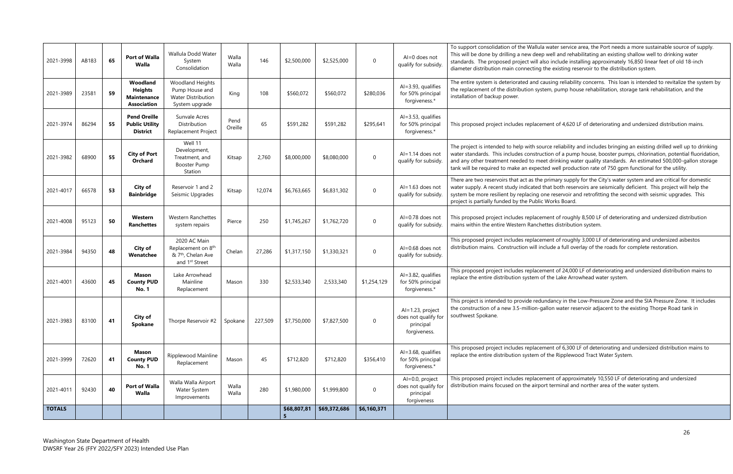| 2021-3998 | AB183 | **65** | **Port of Walla Walla** | Wallula Dodd Water System Consolidation | Walla Walla | 146 | $2,500,000 | $2,525,000 | 0 | AI=0 does not qualify for subsidy. | To support consolidation of the Wallula water service area, the Port needs a more sustainable source of supply. This will be done by drilling a new deep well and rehabilitating an existing shallow well to drinking water standards. The proposed project will also include installing approximately 16,850 linear feet of old 18-inch diameter distribution main connecting the existing reservoir to the distribution system. |
|---|---|---|---|---|---|---|---|---|---|---|---|
| 2021-3989 | 23581 | **59** | **Woodland Heights Maintenance Association** | Woodland Heights Pump House and Water Distribution System upgrade | King | 108 | $560,072 | $560,072 | $280,036 | AI=3.93, qualifies for 50% principal forgiveness.* | The entire system is deteriorated and causing reliability concerns. This loan is intended to revitalize the system by the replacement of the distribution system, pump house rehabilitation, storage tank rehabilitation, and the installation of backup power. |
| 2021-3974 | 86294 | **55** | **Pend Oreille Public Utility District** | Sunvale Acres Distribution Replacement Project | Pend Oreille | 65 | $591,282 | $591,282 | $295,641 | AI=3.53, qualifies for 50% principal forgiveness.* | This proposed project includes replacement of 4,620 LF of deteriorating and undersized distribution mains. |
| 2021-3982 | 68900 | **55** | **City of Port Orchard** | Well 11 Development, Treatment, and Booster Pump Station | Kitsap | 2,760 | $8,000,000 | $8,080,000 | 0 | AI=1.14 does not qualify for subsidy. | The project is intended to help with source reliability and includes bringing an existing drilled well up to drinking water standards. This includes construction of a pump house, booster pumps, chlorination, potential fluoridation, and any other treatment needed to meet drinking water quality standards. An estimated 500,000-gallon storage tank will be required to make an expected well production rate of 750 gpm functional for the utility. |
| 2021-4017 | 66578 | **53** | **City of Bainbridge** | Reservoir 1 and 2 Seismic Upgrades | Kitsap | 12,074 | $6,763,665 | $6,831,302 | 0 | AI=1.63 does not qualify for subsidy. | There are two reservoirs that act as the primary supply for the City's water system and are critical for domestic water supply. A recent study indicated that both reservoirs are seismically deficient. This project will help the system be more resilient by replacing one reservoir and retrofitting the second with seismic upgrades. This project is partially funded by the Public Works Board. |
| 2021-4008 | 95123 | **50** | **Western Ranchettes** | Western Ranchettes system repairs | Pierce | 250 | $1,745,267 | $1,762,720 | 0 | AI=0.78 does not qualify for subsidy. | This proposed project includes replacement of roughly 8,500 LF of deteriorating and undersized distribution mains within the entire Western Ranchettes distribution system. |
| 2021-3984 | 94350 | **48** | **City of Wenatchee** | 2020 AC Main Replacement on 8th & 7th, Chelan Ave and 1st Street | Chelan | 27,286 | $1,317,150 | $1,330,321 | 0 | AI=0.68 does not qualify for subsidy. | This proposed project includes replacement of roughly 3,000 LF of deteriorating and undersized asbestos distribution mains. Construction will include a full overlay of the roads for complete restoration. |
| 2021-4001 | 43600 | **45** | **Mason County PUD No. 1** | Lake Arrowhead Mainline Replacement | Mason | 330 | $2,533,340 | 2,533,340 | $1,254,129 | AI=3.82, qualifies for 50% principal forgiveness.* | This proposed project includes replacement of 24,000 LF of deteriorating and undersized distribution mains to replace the entire distribution system of the Lake Arrowhead water system. |
| 2021-3983 | 83100 | **41** | **City of Spokane** | Thorpe Reservoir #2 | Spokane | 227,509 | $7,750,000 | $7,827,500 | 0 | AI=1.23, project does not qualify for principal forgiveness. | This project is intended to provide redundancy in the Low-Pressure Zone and the SIA Pressure Zone. It includes the construction of a new 3.5-million-gallon water reservoir adjacent to the existing Thorpe Road tank in southwest Spokane. |
| 2021-3999 | 72620 | **41** | **Mason County PUD No. 1** | Ripplewood Mainline Replacement | Mason | 45 | $712,820 | $712,820 | $356,410 | AI=3.68, qualifies for 50% principal forgiveness.* | This proposed project includes replacement of 6,300 LF of deteriorating and undersized distribution mains to replace the entire distribution system of the Ripplewood Tract Water System. |
| 2021-4011 | 92430 | **40** | **Port of Walla Walla** | Walla Walla Airport Water System Improvements | Walla Walla | 280 | $1,980,000 | $1,999,800 | 0 | AI=0.0, project does not qualify for principal forgiveness | This proposed project includes replacement of approximately 10,550 LF of deteriorating and undersized distribution mains focused on the airport terminal and norther area of the water system. |
| **TOTALS** | | | | | | | **$68,807,815** | **$69,372,686** | **$6,160,371** | | |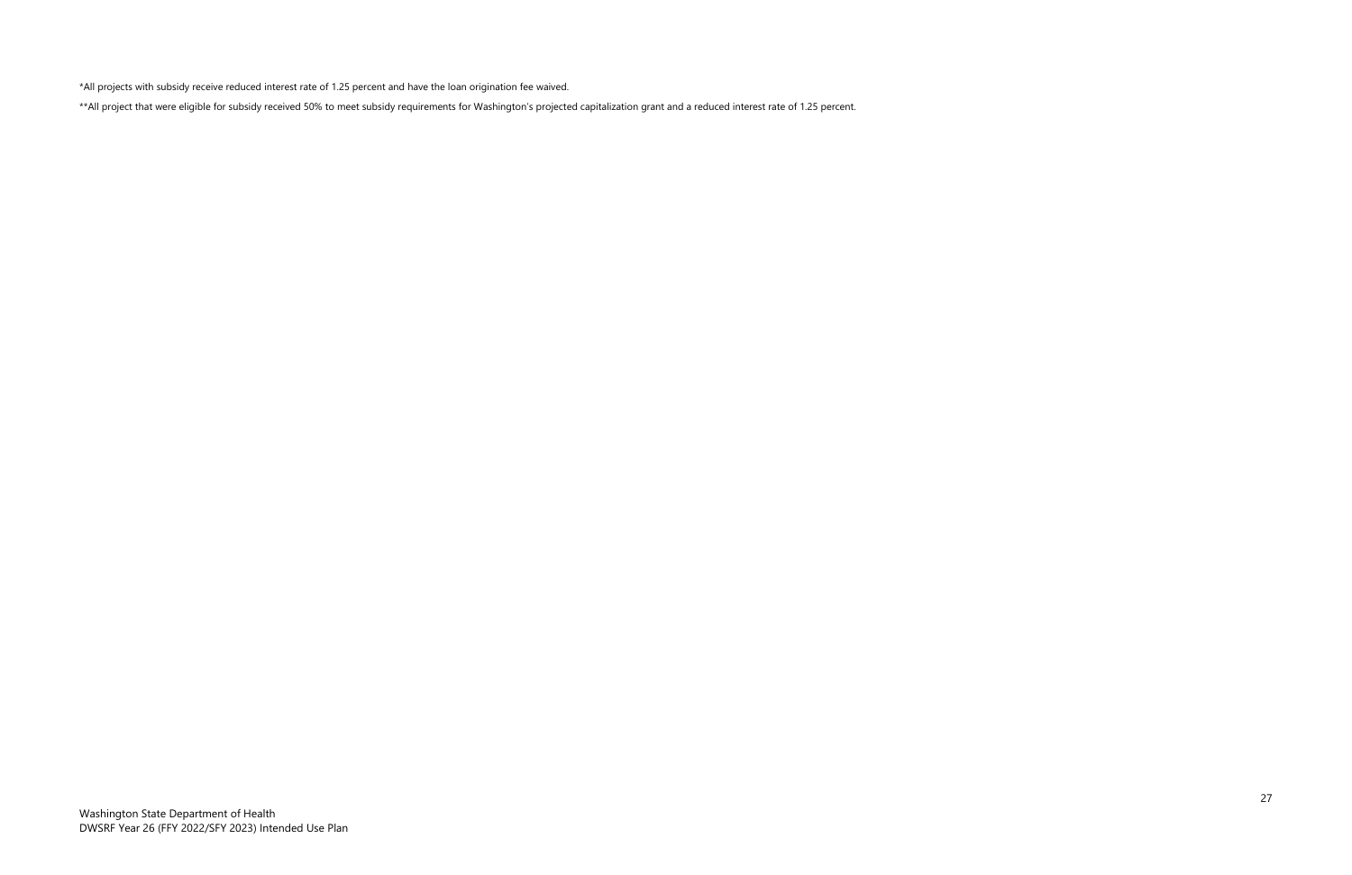*All projects with subsidy receive reduced interest rate of 1.25 percent and have the loan origination fee waived.

**All project that were eligible for subsidy received 50% to meet subsidy requirements for Washington's projected capitalization grant and a reduced interest rate of 1.25 percent.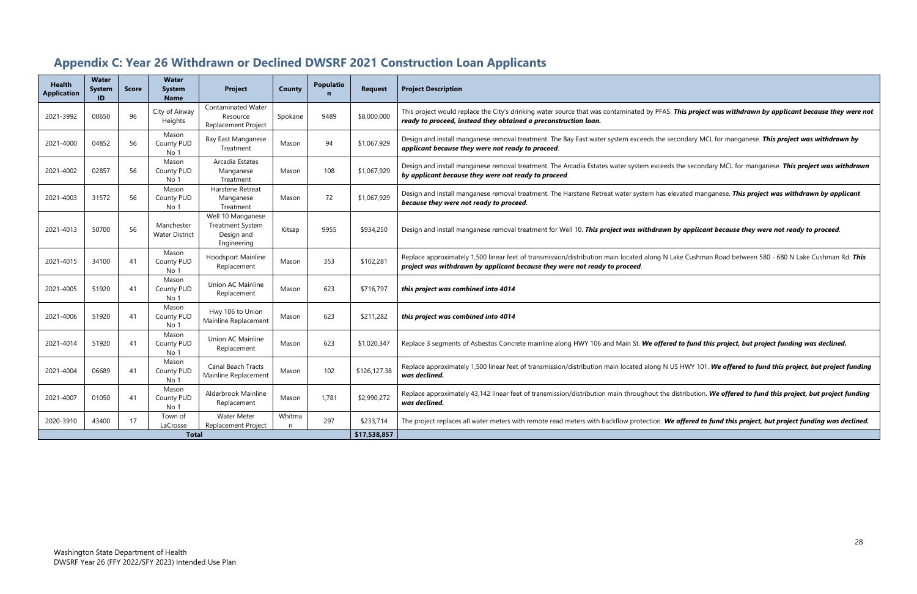## Appendix C: Year 26 Withdrawn or Declined DWSRF 2021 Construction Loan Applicants

| Health Application | Water System ID | Score | Water System Name | Project | County | Population | Request | Project Description |
|---|---|---|---|---|---|---|---|---|
| 2021-3992 | 00650 | 96 | City of Airway Heights | Contaminated Water Resource Replacement Project | Spokane | 9489 | $8,000,000 | This project would replace the City's drinking water source that was contaminated by PFAS. ***This project was withdrawn by applicant because they were not ready to proceed, instead they obtained a preconstruction loan.*** |
| 2021-4000 | 04852 | 56 | Mason County PUD No 1 | Bay East Manganese Treatment | Mason | 94 | $1,067,929 | Design and install manganese removal treatment. The Bay East water system exceeds the secondary MCL for manganese. ***This project was withdrawn by applicant because they were not ready to proceed***. |
| 2021-4002 | 02857 | 56 | Mason County PUD No 1 | Arcadia Estates Manganese Treatment | Mason | 108 | $1,067,929 | Design and install manganese removal treatment. The Arcadia Estates water system exceeds the secondary MCL for manganese. ***This project was withdrawn by applicant because they were not ready to proceed***. |
| 2021-4003 | 31572 | 56 | Mason County PUD No 1 | Harstene Retreat Manganese Treatment | Mason | 72 | $1,067,929 | Design and install manganese removal treatment. The Harstene Retreat water system has elevated manganese. ***This project was withdrawn by applicant because they were not ready to proceed***. |
| 2021-4013 | 50700 | 56 | Manchester Water District | Well 10 Manganese Treatment System Design and Engineering | Kitsap | 9955 | $934,250 | Design and install manganese removal treatment for Well 10. ***This project was withdrawn by applicant because they were not ready to proceed***. |
| 2021-4015 | 34100 | 41 | Mason County PUD No 1 | Hoodsport Mainline Replacement | Mason | 353 | $102,281 | Replace approximately 1,500 linear feet of transmission/distribution main located along N Lake Cushman Road between 580 - 680 N Lake Cushman Rd. ***This project was withdrawn by applicant because they were not ready to proceed***. |
| 2021-4005 | 51920 | 41 | Mason County PUD No 1 | Union AC Mainline Replacement | Mason | 623 | $716,797 | ***this project was combined into 4014*** |
| 2021-4006 | 51920 | 41 | Mason County PUD No 1 | Hwy 106 to Union Mainline Replacement | Mason | 623 | $211,282 | ***this project was combined into 4014*** |
| 2021-4014 | 51920 | 41 | Mason County PUD No 1 | Union AC Mainline Replacement | Mason | 623 | $1,020,347 | Replace 3 segments of Asbestos Concrete mainline along HWY 106 and Main St. ***We offered to fund this project, but project funding was declined.*** |
| 2021-4004 | 06689 | 41 | Mason County PUD No 1 | Canal Beach Tracts Mainline Replacement | Mason | 102 | $126,127.38 | Replace approximately 1,500 linear feet of transmission/distribution main located along N US HWY 101. ***We offered to fund this project, but project funding was declined.*** |
| 2021-4007 | 01050 | 41 | Mason County PUD No 1 | Alderbrook Mainline Replacement | Mason | 1,781 | $2,990,272 | Replace approximately 43,142 linear feet of transmission/distribution main throughout the distribution. ***We offered to fund this project, but project funding was declined.*** |
| 2020-3910 | 43400 | 17 | Town of LaCrosse | Water Meter Replacement Project | Whitman | 297 | $233,714 | The project replaces all water meters with remote read meters with backflow protection. ***We offered to fund this project, but project funding was declined.*** |
| **Total** | | | | | | | **$17,538,857** | |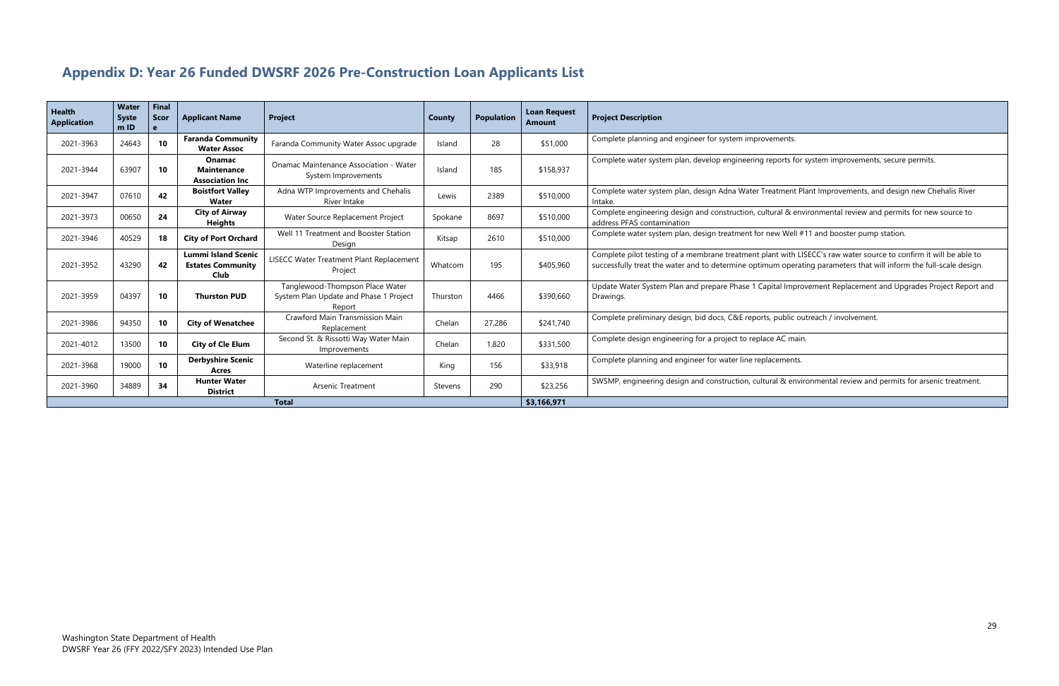## Appendix D: Year 26 Funded DWSRF 2026 Pre-Construction Loan Applicants List

| Health Application | Water System ID | Final Score | Applicant Name | Project | County | Population | Loan Request Amount | Project Description |
|---|---|---|---|---|---|---|---|---|
| 2021-3963 | 24643 | **10** | **Faranda Community Water Assoc** | Faranda Community Water Assoc upgrade | Island | 28 | $51,000 | Complete planning and engineer for system improvements. |
| 2021-3944 | 63907 | **10** | **Onamac Maintenance Association Inc** | Onamac Maintenance Association - Water System Improvements | Island | 185 | $158,937 | Complete water system plan, develop engineering reports for system improvements, secure permits. |
| 2021-3947 | 07610 | **42** | **Boistfort Valley Water** | Adna WTP Improvements and Chehalis River Intake | Lewis | 2389 | $510,000 | Complete water system plan, design Adna Water Treatment Plant Improvements, and design new Chehalis River Intake. |
| 2021-3973 | 00650 | **24** | **City of Airway Heights** | Water Source Replacement Project | Spokane | 8697 | $510,000 | Complete engineering design and construction, cultural & environmental review and permits for new source to address PFAS contamination |
| 2021-3946 | 40529 | **18** | **City of Port Orchard** | Well 11 Treatment and Booster Station Design | Kitsap | 2610 | $510,000 | Complete water system plan, design treatment for new Well #11 and booster pump station. |
| 2021-3952 | 43290 | **42** | **Lummi Island Scenic Estates Community Club** | LISECC Water Treatment Plant Replacement Project | Whatcom | 195 | $405,960 | Complete pilot testing of a membrane treatment plant with LISECC's raw water source to confirm it will be able to successfully treat the water and to determine optimum operating parameters that will inform the full-scale design. |
| 2021-3959 | 04397 | **10** | **Thurston PUD** | Tanglewood-Thompson Place Water System Plan Update and Phase 1 Project Report | Thurston | 4466 | $390,660 | Update Water System Plan and prepare Phase 1 Capital Improvement Replacement and Upgrades Project Report and Drawings. |
| 2021-3986 | 94350 | **10** | **City of Wenatchee** | Crawford Main Transmission Main Replacement | Chelan | 27,286 | $241,740 | Complete preliminary design, bid docs, C&E reports, public outreach / involvement. |
| 2021-4012 | 13500 | **10** | **City of Cle Elum** | Second St. & Rissotti Way Water Main Improvements | Chelan | 1,820 | $331,500 | Complete design engineering for a project to replace AC main. |
| 2021-3968 | 19000 | **10** | **Derbyshire Scenic Acres** | Waterline replacement | King | 156 | $33,918 | Complete planning and engineer for water line replacements. |
| 2021-3960 | 34889 | **34** | **Hunter Water District** | Arsenic Treatment | Stevens | 290 | $23,256 | SWSMP, engineering design and construction, cultural & environmental review and permits for arsenic treatment. |
| | | | | **Total** | | | **$3,166,971** | |